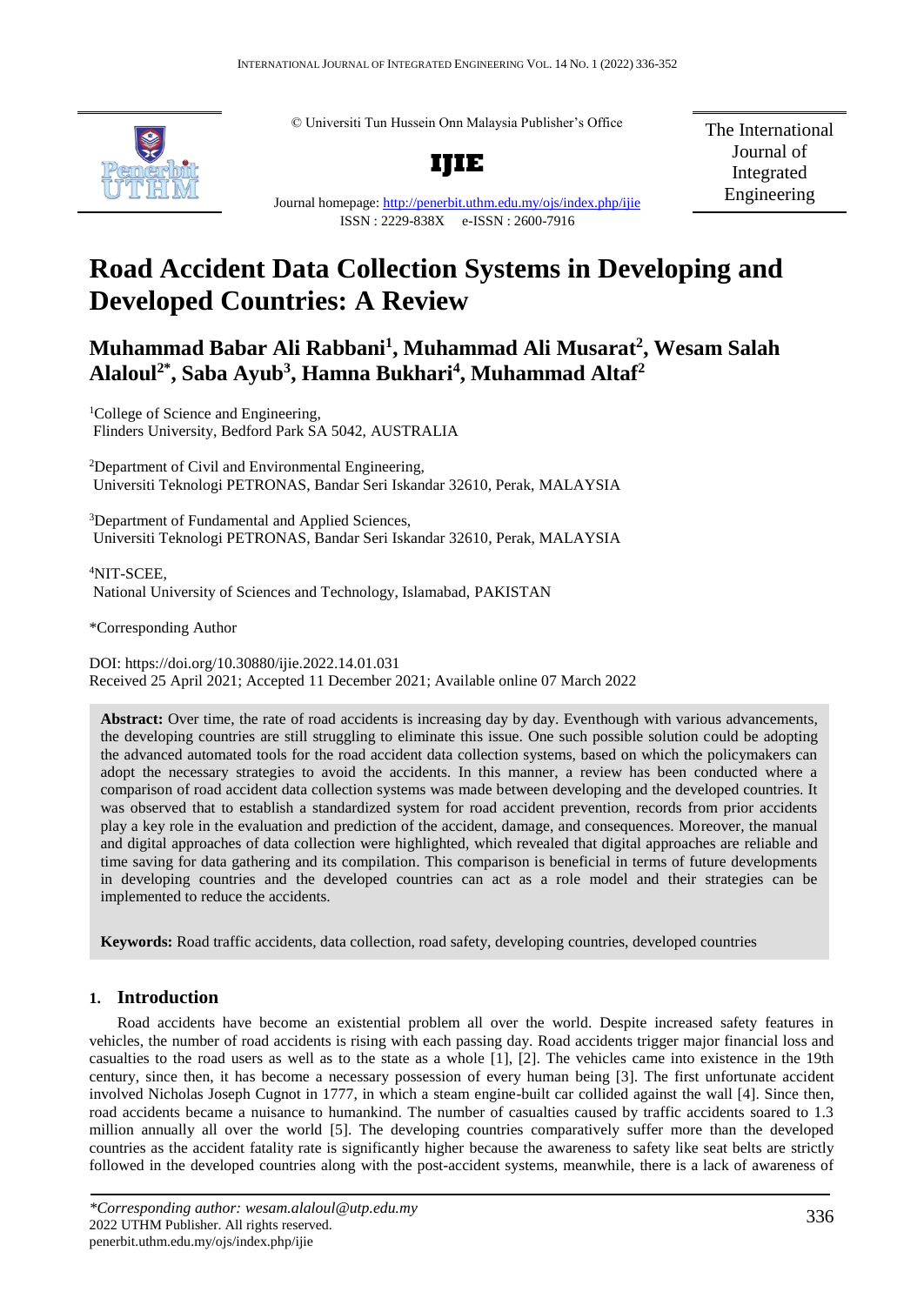© Universiti Tun Hussein Onn Malaysia Publisher's Office

**IJIE**

Journal homepage: http://penerbit.uthm.edu.my/ojs/index.php/ijie

ISSN : 2229-838X e-ISSN : 2600-7916

The International Journal of Integrated Engineering

# Road Accident Data Collection Systems in Developing and Developed Countries: A Review

## Muhammad Babar Ali Rabbani[1], Muhammad Ali Musarat[2], Wesam Salah Alaloul[2*], Saba Ayub[3], Hamna Bukhari[4], Muhammad Altaf[2]

[1]College of Science and Engineering, Flinders University, Bedford Park SA 5042, AUSTRALIA

[2]Department of Civil and Environmental Engineering, Universiti Teknologi PETRONAS, Bandar Seri Iskandar 32610, Perak, MALAYSIA

[3]Department of Fundamental and Applied Sciences, Universiti Teknologi PETRONAS, Bandar Seri Iskandar 32610, Perak, MALAYSIA

[4]NIT-SCEE, National University of Sciences and Technology, Islamabad, PAKISTAN

*Corresponding Author

DOI: https://doi.org/10.30880/ijie.2022.14.01.031

Received 25 April 2021; Accepted 11 December 2021; Available online 07 March 2022

**Abstract:** Over time, the rate of road accidents is increasing day by day. Eventhough with various advancements, the developing countries are still struggling to eliminate this issue. One such possible solution could be adopting the advanced automated tools for the road accident data collection systems, based on which the policymakers can adopt the necessary strategies to avoid the accidents. In this manner, a review has been conducted where a comparison of road accident data collection systems was made between developing and the developed countries. It was observed that to establish a standardized system for road accident prevention, records from prior accidents play a key role in the evaluation and prediction of the accident, damage, and consequences. Moreover, the manual and digital approaches of data collection were highlighted, which revealed that digital approaches are reliable and time saving for data gathering and its compilation. This comparison is beneficial in terms of future developments in developing countries and the developed countries can act as a role model and their strategies can be implemented to reduce the accidents.

**Keywords:** Road traffic accidents, data collection, road safety, developing countries, developed countries

## 1. Introduction

Road accidents have become an existential problem all over the world. Despite increased safety features in vehicles, the number of road accidents is rising with each passing day. Road accidents trigger major financial loss and casualties to the road users as well as to the state as a whole [1], [2]. The vehicles came into existence in the 19th century, since then, it has become a necessary possession of every human being [3]. The first unfortunate accident involved Nicholas Joseph Cugnot in 1777, in which a steam engine-built car collided against the wall [4]. Since then, road accidents became a nuisance to humankind. The number of casualties caused by traffic accidents soared to 1.3 million annually all over the world [5]. The developing countries comparatively suffer more than the developed countries as the accident fatality rate is significantly higher because the awareness to safety like seat belts are strictly followed in the developed countries along with the post-accident systems, meanwhile, there is a lack of awareness of

*\*Corresponding author: wesam.alaloul@utp.edu.my*
2022 UTHM Publisher. All rights reserved.
penerbit.uthm.edu.my/ojs/index.php/ijie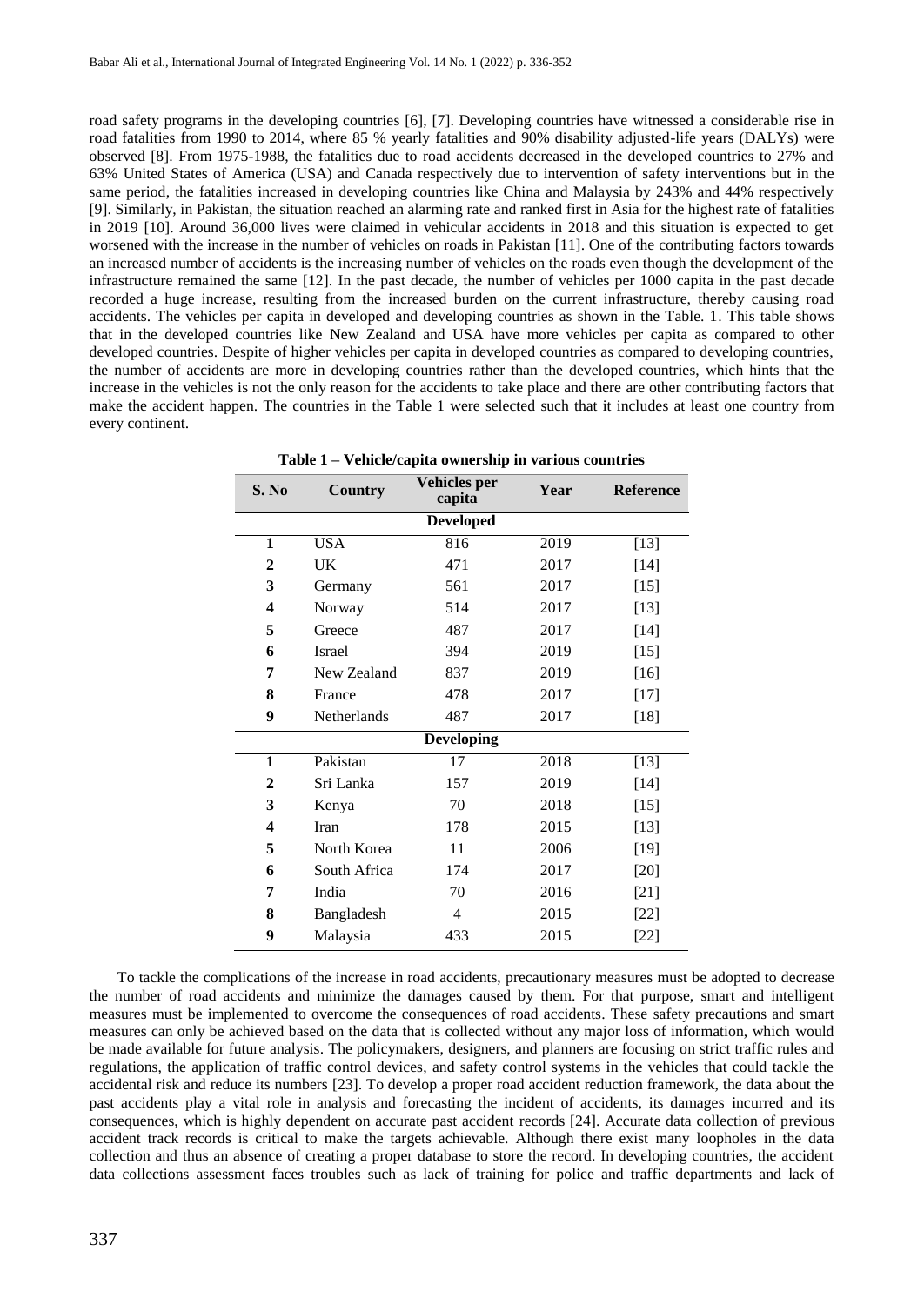road safety programs in the developing countries [6], [7]. Developing countries have witnessed a considerable rise in road fatalities from 1990 to 2014, where 85 % yearly fatalities and 90% disability adjusted-life years (DALYs) were observed [8]. From 1975-1988, the fatalities due to road accidents decreased in the developed countries to 27% and 63% United States of America (USA) and Canada respectively due to intervention of safety interventions but in the same period, the fatalities increased in developing countries like China and Malaysia by 243% and 44% respectively [9]. Similarly, in Pakistan, the situation reached an alarming rate and ranked first in Asia for the highest rate of fatalities in 2019 [10]. Around 36,000 lives were claimed in vehicular accidents in 2018 and this situation is expected to get worsened with the increase in the number of vehicles on roads in Pakistan [11]. One of the contributing factors towards an increased number of accidents is the increasing number of vehicles on the roads even though the development of the infrastructure remained the same [12]. In the past decade, the number of vehicles per 1000 capita in the past decade recorded a huge increase, resulting from the increased burden on the current infrastructure, thereby causing road accidents. The vehicles per capita in developed and developing countries as shown in the Table. 1. This table shows that in the developed countries like New Zealand and USA have more vehicles per capita as compared to other developed countries. Despite of higher vehicles per capita in developed countries as compared to developing countries, the number of accidents are more in developing countries rather than the developed countries, which hints that the increase in the vehicles is not the only reason for the accidents to take place and there are other contributing factors that make the accident happen. The countries in the Table 1 were selected such that it includes at least one country from every continent.

**Table 1 – Vehicle/capita ownership in various countries**

| S. No | Country | Vehicles per capita | Year | Reference |
|---|---|---|---|---|
| | | **Developed** | | |
| **1** | USA | 816 | 2019 | [13] |
| **2** | UK | 471 | 2017 | [14] |
| **3** | Germany | 561 | 2017 | [15] |
| **4** | Norway | 514 | 2017 | [13] |
| **5** | Greece | 487 | 2017 | [14] |
| **6** | Israel | 394 | 2019 | [15] |
| **7** | New Zealand | 837 | 2019 | [16] |
| **8** | France | 478 | 2017 | [17] |
| **9** | Netherlands | 487 | 2017 | [18] |
| | | **Developing** | | |
| **1** | Pakistan | 17 | 2018 | [13] |
| **2** | Sri Lanka | 157 | 2019 | [14] |
| **3** | Kenya | 70 | 2018 | [15] |
| **4** | Iran | 178 | 2015 | [13] |
| **5** | North Korea | 11 | 2006 | [19] |
| **6** | South Africa | 174 | 2017 | [20] |
| **7** | India | 70 | 2016 | [21] |
| **8** | Bangladesh | 4 | 2015 | [22] |
| **9** | Malaysia | 433 | 2015 | [22] |

To tackle the complications of the increase in road accidents, precautionary measures must be adopted to decrease the number of road accidents and minimize the damages caused by them. For that purpose, smart and intelligent measures must be implemented to overcome the consequences of road accidents. These safety precautions and smart measures can only be achieved based on the data that is collected without any major loss of information, which would be made available for future analysis. The policymakers, designers, and planners are focusing on strict traffic rules and regulations, the application of traffic control devices, and safety control systems in the vehicles that could tackle the accidental risk and reduce its numbers [23]. To develop a proper road accident reduction framework, the data about the past accidents play a vital role in analysis and forecasting the incident of accidents, its damages incurred and its consequences, which is highly dependent on accurate past accident records [24]. Accurate data collection of previous accident track records is critical to make the targets achievable. Although there exist many loopholes in the data collection and thus an absence of creating a proper database to store the record. In developing countries, the accident data collections assessment faces troubles such as lack of training for police and traffic departments and lack of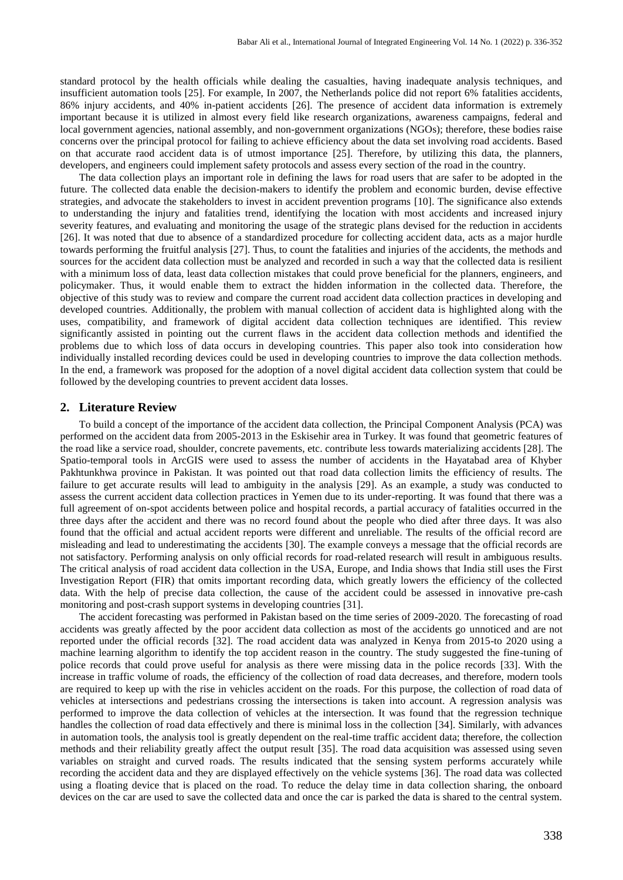standard protocol by the health officials while dealing the casualties, having inadequate analysis techniques, and insufficient automation tools [25]. For example, In 2007, the Netherlands police did not report 6% fatalities accidents, 86% injury accidents, and 40% in-patient accidents [26]. The presence of accident data information is extremely important because it is utilized in almost every field like research organizations, awareness campaigns, federal and local government agencies, national assembly, and non-government organizations (NGOs); therefore, these bodies raise concerns over the principal protocol for failing to achieve efficiency about the data set involving road accidents. Based on that accurate raod accident data is of utmost importance [25]. Therefore, by utilizing this data, the planners, developers, and engineers could implement safety protocols and assess every section of the road in the country.

The data collection plays an important role in defining the laws for road users that are safer to be adopted in the future. The collected data enable the decision-makers to identify the problem and economic burden, devise effective strategies, and advocate the stakeholders to invest in accident prevention programs [10]. The significance also extends to understanding the injury and fatalities trend, identifying the location with most accidents and increased injury severity features, and evaluating and monitoring the usage of the strategic plans devised for the reduction in accidents [26]. It was noted that due to absence of a standardized procedure for collecting accident data, acts as a major hurdle towards performing the fruitful analysis [27]. Thus, to count the fatalities and injuries of the accidents, the methods and sources for the accident data collection must be analyzed and recorded in such a way that the collected data is resilient with a minimum loss of data, least data collection mistakes that could prove beneficial for the planners, engineers, and policymaker. Thus, it would enable them to extract the hidden information in the collected data. Therefore, the objective of this study was to review and compare the current road accident data collection practices in developing and developed countries. Additionally, the problem with manual collection of accident data is highlighted along with the uses, compatibility, and framework of digital accident data collection techniques are identified. This review significantly assisted in pointing out the current flaws in the accident data collection methods and identified the problems due to which loss of data occurs in developing countries. This paper also took into consideration how individually installed recording devices could be used in developing countries to improve the data collection methods. In the end, a framework was proposed for the adoption of a novel digital accident data collection system that could be followed by the developing countries to prevent accident data losses.

## 2. Literature Review

To build a concept of the importance of the accident data collection, the Principal Component Analysis (PCA) was performed on the accident data from 2005-2013 in the Eskisehir area in Turkey. It was found that geometric features of the road like a service road, shoulder, concrete pavements, etc. contribute less towards materializing accidents [28]. The Spatio-temporal tools in ArcGIS were used to assess the number of accidents in the Hayatabad area of Khyber Pakhtunkhwa province in Pakistan. It was pointed out that road data collection limits the efficiency of results. The failure to get accurate results will lead to ambiguity in the analysis [29]. As an example, a study was conducted to assess the current accident data collection practices in Yemen due to its under-reporting. It was found that there was a full agreement of on-spot accidents between police and hospital records, a partial accuracy of fatalities occurred in the three days after the accident and there was no record found about the people who died after three days. It was also found that the official and actual accident reports were different and unreliable. The results of the official record are misleading and lead to underestimating the accidents [30]. The example conveys a message that the official records are not satisfactory. Performing analysis on only official records for road-related research will result in ambiguous results. The critical analysis of road accident data collection in the USA, Europe, and India shows that India still uses the First Investigation Report (FIR) that omits important recording data, which greatly lowers the efficiency of the collected data. With the help of precise data collection, the cause of the accident could be assessed in innovative pre-cash monitoring and post-crash support systems in developing countries [31].

The accident forecasting was performed in Pakistan based on the time series of 2009-2020. The forecasting of road accidents was greatly affected by the poor accident data collection as most of the accidents go unnoticed and are not reported under the official records [32]. The road accident data was analyzed in Kenya from 2015-to 2020 using a machine learning algorithm to identify the top accident reason in the country. The study suggested the fine-tuning of police records that could prove useful for analysis as there were missing data in the police records [33]. With the increase in traffic volume of roads, the efficiency of the collection of road data decreases, and therefore, modern tools are required to keep up with the rise in vehicles accident on the roads. For this purpose, the collection of road data of vehicles at intersections and pedestrians crossing the intersections is taken into account. A regression analysis was performed to improve the data collection of vehicles at the intersection. It was found that the regression technique handles the collection of road data effectively and there is minimal loss in the collection [34]. Similarly, with advances in automation tools, the analysis tool is greatly dependent on the real-time traffic accident data; therefore, the collection methods and their reliability greatly affect the output result [35]. The road data acquisition was assessed using seven variables on straight and curved roads. The results indicated that the sensing system performs accurately while recording the accident data and they are displayed effectively on the vehicle systems [36]. The road data was collected using a floating device that is placed on the road. To reduce the delay time in data collection sharing, the onboard devices on the car are used to save the collected data and once the car is parked the data is shared to the central system.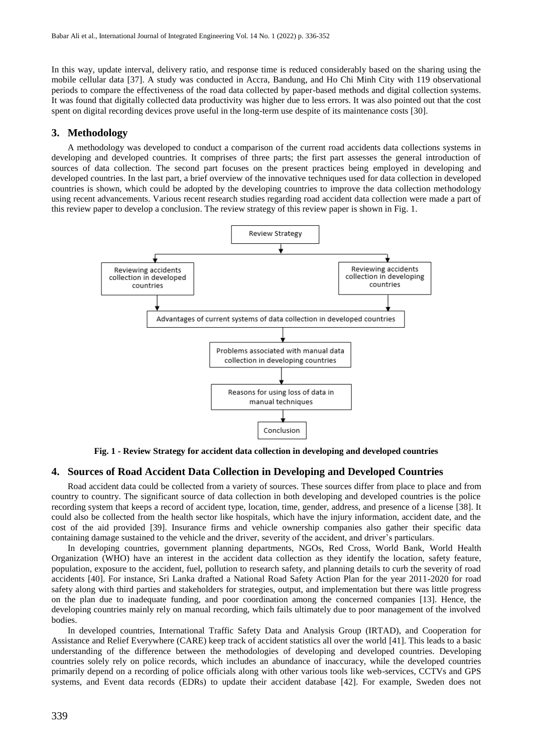In this way, update interval, delivery ratio, and response time is reduced considerably based on the sharing using the mobile cellular data [37]. A study was conducted in Accra, Bandung, and Ho Chi Minh City with 119 observational periods to compare the effectiveness of the road data collected by paper-based methods and digital collection systems. It was found that digitally collected data productivity was higher due to less errors. It was also pointed out that the cost spent on digital recording devices prove useful in the long-term use despite of its maintenance costs [30].

## 3. Methodology

A methodology was developed to conduct a comparison of the current road accidents data collections systems in developing and developed countries. It comprises of three parts; the first part assesses the general introduction of sources of data collection. The second part focuses on the present practices being employed in developing and developed countries. In the last part, a brief overview of the innovative techniques used for data collection in developed countries is shown, which could be adopted by the developing countries to improve the data collection methodology using recent advancements. Various recent research studies regarding road accident data collection were made a part of this review paper to develop a conclusion. The review strategy of this review paper is shown in Fig. 1.

**Fig. 1 - Review Strategy for accident data collection in developing and developed countries**

## 4. Sources of Road Accident Data Collection in Developing and Developed Countries

Road accident data could be collected from a variety of sources. These sources differ from place to place and from country to country. The significant source of data collection in both developing and developed countries is the police recording system that keeps a record of accident type, location, time, gender, address, and presence of a license [38]. It could also be collected from the health sector like hospitals, which have the injury information, accident date, and the cost of the aid provided [39]. Insurance firms and vehicle ownership companies also gather their specific data containing damage sustained to the vehicle and the driver, severity of the accident, and driver's particulars.

In developing countries, government planning departments, NGOs, Red Cross, World Bank, World Health Organization (WHO) have an interest in the accident data collection as they identify the location, safety feature, population, exposure to the accident, fuel, pollution to research safety, and planning details to curb the severity of road accidents [40]. For instance, Sri Lanka drafted a National Road Safety Action Plan for the year 2011-2020 for road safety along with third parties and stakeholders for strategies, output, and implementation but there was little progress on the plan due to inadequate funding, and poor coordination among the concerned companies [13]. Hence, the developing countries mainly rely on manual recording, which fails ultimately due to poor management of the involved bodies.

In developed countries, International Traffic Safety Data and Analysis Group (IRTAD), and Cooperation for Assistance and Relief Everywhere (CARE) keep track of accident statistics all over the world [41]. This leads to a basic understanding of the difference between the methodologies of developing and developed countries. Developing countries solely rely on police records, which includes an abundance of inaccuracy, while the developed countries primarily depend on a recording of police officials along with other various tools like web-services, CCTVs and GPS systems, and Event data records (EDRs) to update their accident database [42]. For example, Sweden does not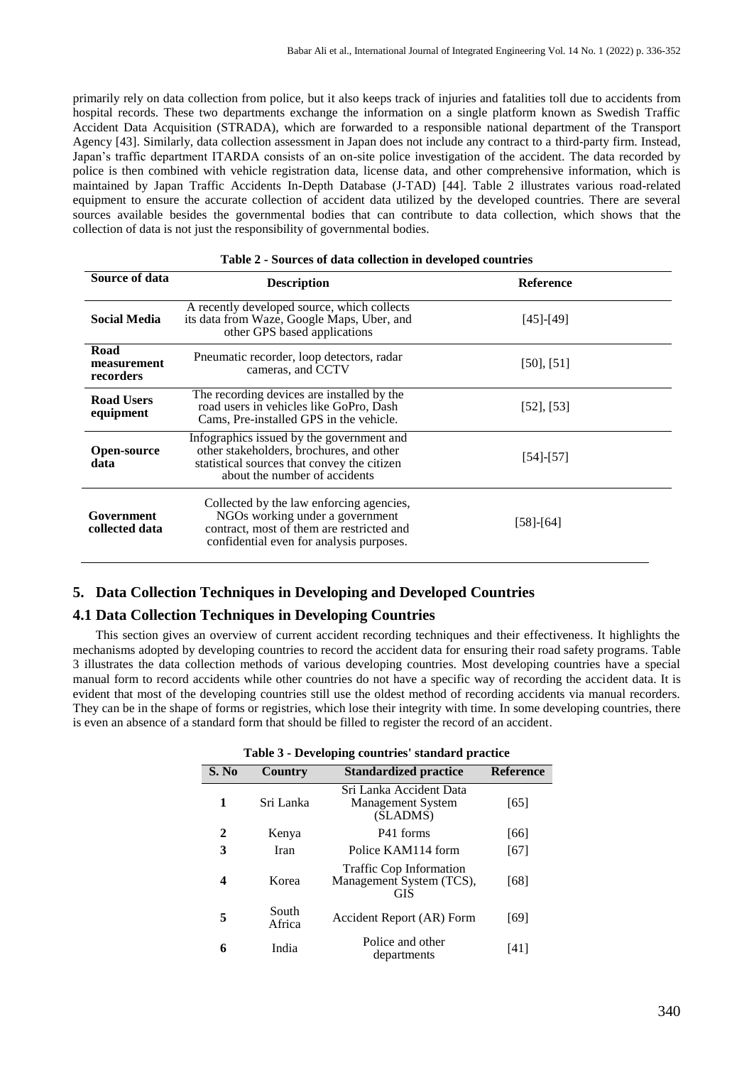primarily rely on data collection from police, but it also keeps track of injuries and fatalities toll due to accidents from hospital records. These two departments exchange the information on a single platform known as Swedish Traffic Accident Data Acquisition (STRADA), which are forwarded to a responsible national department of the Transport Agency [43]. Similarly, data collection assessment in Japan does not include any contract to a third-party firm. Instead, Japan's traffic department ITARDA consists of an on-site police investigation of the accident. The data recorded by police is then combined with vehicle registration data, license data, and other comprehensive information, which is maintained by Japan Traffic Accidents In-Depth Database (J-TAD) [44]. Table 2 illustrates various road-related equipment to ensure the accurate collection of accident data utilized by the developed countries. There are several sources available besides the governmental bodies that can contribute to data collection, which shows that the collection of data is not just the responsibility of governmental bodies.

**Table 2 - Sources of data collection in developed countries**

| Source of data | Description | Reference |
|---|---|---|
| **Social Media** | A recently developed source, which collects its data from Waze, Google Maps, Uber, and other GPS based applications | [45]-[49] |
| **Road measurement recorders** | Pneumatic recorder, loop detectors, radar cameras, and CCTV | [50], [51] |
| **Road Users equipment** | The recording devices are installed by the road users in vehicles like GoPro, Dash Cams, Pre-installed GPS in the vehicle. | [52], [53] |
| **Open-source data** | Infographics issued by the government and other stakeholders, brochures, and other statistical sources that convey the citizen about the number of accidents | [54]-[57] |
| **Government collected data** | Collected by the law enforcing agencies, NGOs working under a government contract, most of them are restricted and confidential even for analysis purposes. | [58]-[64] |

## 5. Data Collection Techniques in Developing and Developed Countries

### 4.1 Data Collection Techniques in Developing Countries

This section gives an overview of current accident recording techniques and their effectiveness. It highlights the mechanisms adopted by developing countries to record the accident data for ensuring their road safety programs. Table 3 illustrates the data collection methods of various developing countries. Most developing countries have a special manual form to record accidents while other countries do not have a specific way of recording the accident data. It is evident that most of the developing countries still use the oldest method of recording accidents via manual recorders. They can be in the shape of forms or registries, which lose their integrity with time. In some developing countries, there is even an absence of a standard form that should be filled to register the record of an accident.

**Table 3 - Developing countries' standard practice**

| S. No | Country | Standardized practice | Reference |
|---|---|---|---|
| **1** | Sri Lanka | Sri Lanka Accident Data Management System (SLADMS) | [65] |
| **2** | Kenya | P41 forms | [66] |
| **3** | Iran | Police KAM114 form | [67] |
| **4** | Korea | Traffic Cop Information Management System (TCS), GIS | [68] |
| **5** | South Africa | Accident Report (AR) Form | [69] |
| **6** | India | Police and other departments | [41] |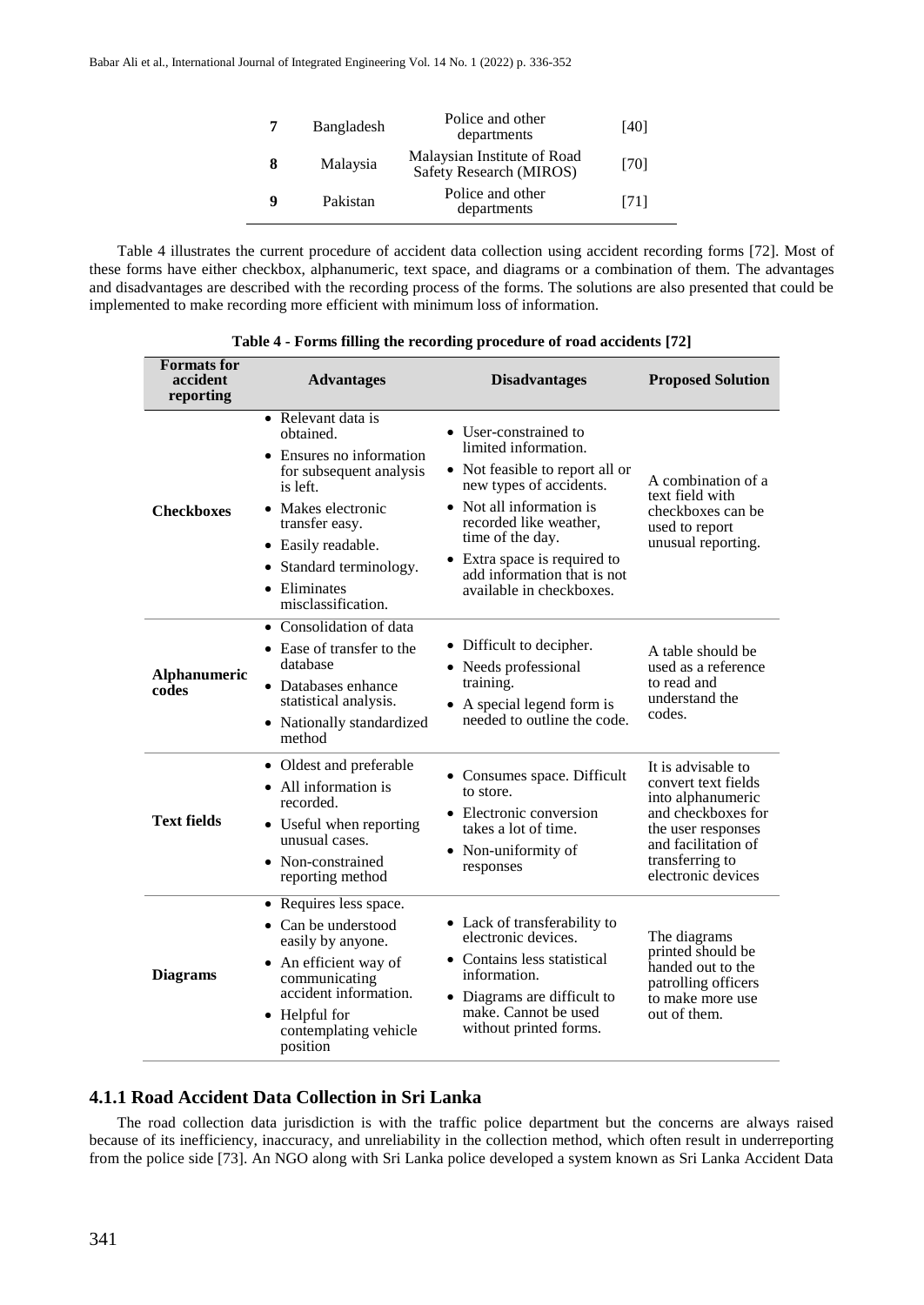| 7 | Bangladesh | Police and other departments | [40] |
|---|---|---|---|
| 8 | Malaysia | Malaysian Institute of Road Safety Research (MIROS) | [70] |
| 9 | Pakistan | Police and other departments | [71] |

Table 4 illustrates the current procedure of accident data collection using accident recording forms [72]. Most of these forms have either checkbox, alphanumeric, text space, and diagrams or a combination of them. The advantages and disadvantages are described with the recording process of the forms. The solutions are also presented that could be implemented to make recording more efficient with minimum loss of information.

**Table 4 - Forms filling the recording procedure of road accidents [72]**

| Formats for accident reporting | Advantages | Disadvantages | Proposed Solution |
|---|---|---|---|
| **Checkboxes** | • Relevant data is obtained. • Ensures no information for subsequent analysis is left. • Makes electronic transfer easy. • Easily readable. • Standard terminology. • Eliminates misclassification. | • User-constrained to limited information. • Not feasible to report all or new types of accidents. • Not all information is recorded like weather, time of the day. • Extra space is required to add information that is not available in checkboxes. | A combination of a text field with checkboxes can be used to report unusual reporting. |
| **Alphanumeric codes** | • Consolidation of data • Ease of transfer to the database • Databases enhance statistical analysis. • Nationally standardized method | • Difficult to decipher. • Needs professional training. • A special legend form is needed to outline the code. | A table should be used as a reference to read and understand the codes. |
| **Text fields** | • Oldest and preferable • All information is recorded. • Useful when reporting unusual cases. • Non-constrained reporting method | • Consumes space. Difficult to store. • Electronic conversion takes a lot of time. • Non-uniformity of responses | It is advisable to convert text fields into alphanumeric and checkboxes for the user responses and facilitation of transferring to electronic devices |
| **Diagrams** | • Requires less space. • Can be understood easily by anyone. • An efficient way of communicating accident information. • Helpful for contemplating vehicle position | • Lack of transferability to electronic devices. • Contains less statistical information. • Diagrams are difficult to make. Cannot be used without printed forms. | The diagrams printed should be handed out to the patrolling officers to make more use out of them. |

### 4.1.1 Road Accident Data Collection in Sri Lanka

The road collection data jurisdiction is with the traffic police department but the concerns are always raised because of its inefficiency, inaccuracy, and unreliability in the collection method, which often result in underreporting from the police side [73]. An NGO along with Sri Lanka police developed a system known as Sri Lanka Accident Data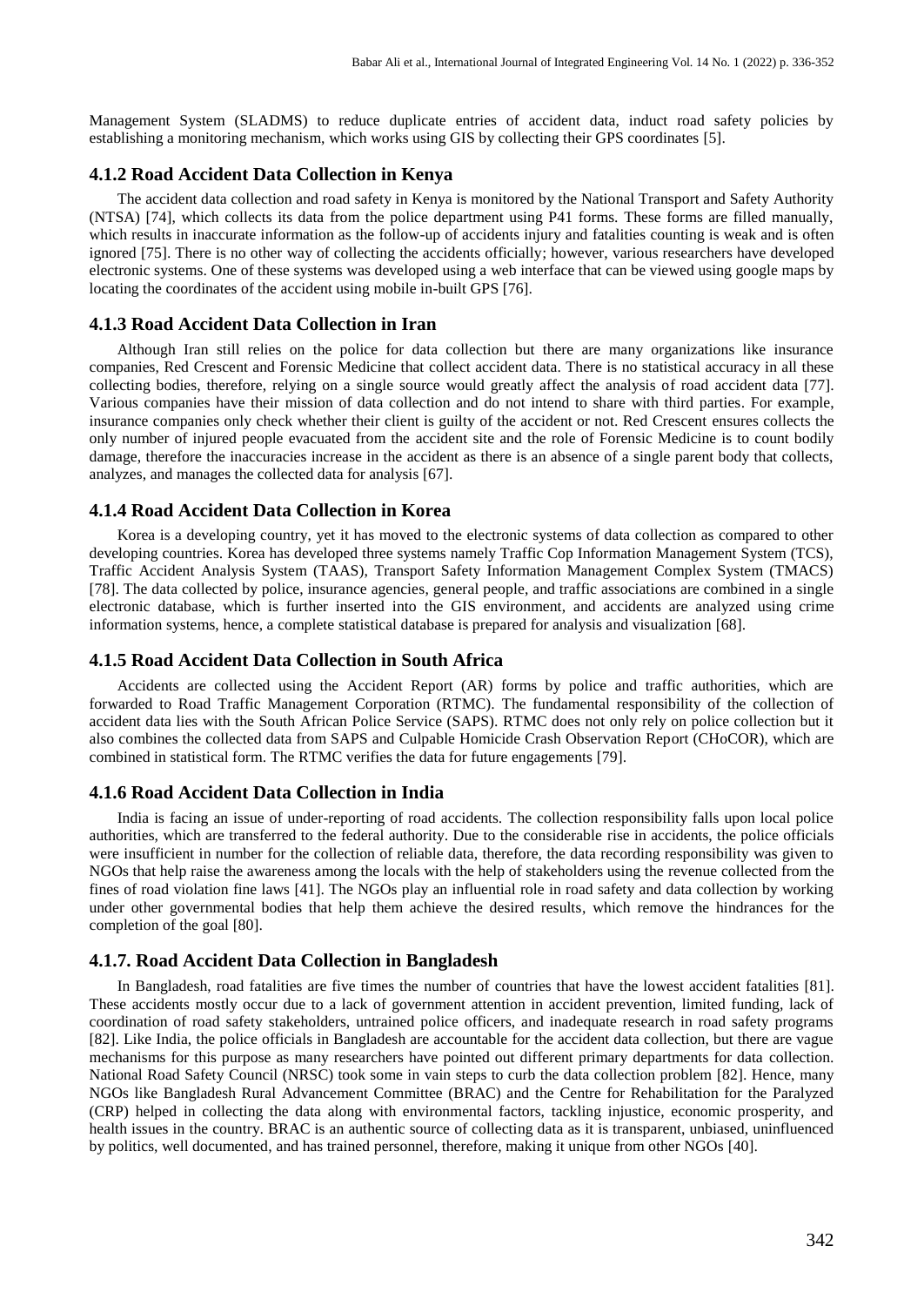Management System (SLADMS) to reduce duplicate entries of accident data, induct road safety policies by establishing a monitoring mechanism, which works using GIS by collecting their GPS coordinates [5].

### 4.1.2 Road Accident Data Collection in Kenya

The accident data collection and road safety in Kenya is monitored by the National Transport and Safety Authority (NTSA) [74], which collects its data from the police department using P41 forms. These forms are filled manually, which results in inaccurate information as the follow-up of accidents injury and fatalities counting is weak and is often ignored [75]. There is no other way of collecting the accidents officially; however, various researchers have developed electronic systems. One of these systems was developed using a web interface that can be viewed using google maps by locating the coordinates of the accident using mobile in-built GPS [76].

### 4.1.3 Road Accident Data Collection in Iran

Although Iran still relies on the police for data collection but there are many organizations like insurance companies, Red Crescent and Forensic Medicine that collect accident data. There is no statistical accuracy in all these collecting bodies, therefore, relying on a single source would greatly affect the analysis of road accident data [77]. Various companies have their mission of data collection and do not intend to share with third parties. For example, insurance companies only check whether their client is guilty of the accident or not. Red Crescent ensures collects the only number of injured people evacuated from the accident site and the role of Forensic Medicine is to count bodily damage, therefore the inaccuracies increase in the accident as there is an absence of a single parent body that collects, analyzes, and manages the collected data for analysis [67].

### 4.1.4 Road Accident Data Collection in Korea

Korea is a developing country, yet it has moved to the electronic systems of data collection as compared to other developing countries. Korea has developed three systems namely Traffic Cop Information Management System (TCS), Traffic Accident Analysis System (TAAS), Transport Safety Information Management Complex System (TMACS) [78]. The data collected by police, insurance agencies, general people, and traffic associations are combined in a single electronic database, which is further inserted into the GIS environment, and accidents are analyzed using crime information systems, hence, a complete statistical database is prepared for analysis and visualization [68].

### 4.1.5 Road Accident Data Collection in South Africa

Accidents are collected using the Accident Report (AR) forms by police and traffic authorities, which are forwarded to Road Traffic Management Corporation (RTMC). The fundamental responsibility of the collection of accident data lies with the South African Police Service (SAPS). RTMC does not only rely on police collection but it also combines the collected data from SAPS and Culpable Homicide Crash Observation Report (CHoCOR), which are combined in statistical form. The RTMC verifies the data for future engagements [79].

### 4.1.6 Road Accident Data Collection in India

India is facing an issue of under-reporting of road accidents. The collection responsibility falls upon local police authorities, which are transferred to the federal authority. Due to the considerable rise in accidents, the police officials were insufficient in number for the collection of reliable data, therefore, the data recording responsibility was given to NGOs that help raise the awareness among the locals with the help of stakeholders using the revenue collected from the fines of road violation fine laws [41]. The NGOs play an influential role in road safety and data collection by working under other governmental bodies that help them achieve the desired results, which remove the hindrances for the completion of the goal [80].

### 4.1.7. Road Accident Data Collection in Bangladesh

In Bangladesh, road fatalities are five times the number of countries that have the lowest accident fatalities [81]. These accidents mostly occur due to a lack of government attention in accident prevention, limited funding, lack of coordination of road safety stakeholders, untrained police officers, and inadequate research in road safety programs [82]. Like India, the police officials in Bangladesh are accountable for the accident data collection, but there are vague mechanisms for this purpose as many researchers have pointed out different primary departments for data collection. National Road Safety Council (NRSC) took some in vain steps to curb the data collection problem [82]. Hence, many NGOs like Bangladesh Rural Advancement Committee (BRAC) and the Centre for Rehabilitation for the Paralyzed (CRP) helped in collecting the data along with environmental factors, tackling injustice, economic prosperity, and health issues in the country. BRAC is an authentic source of collecting data as it is transparent, unbiased, uninfluenced by politics, well documented, and has trained personnel, therefore, making it unique from other NGOs [40].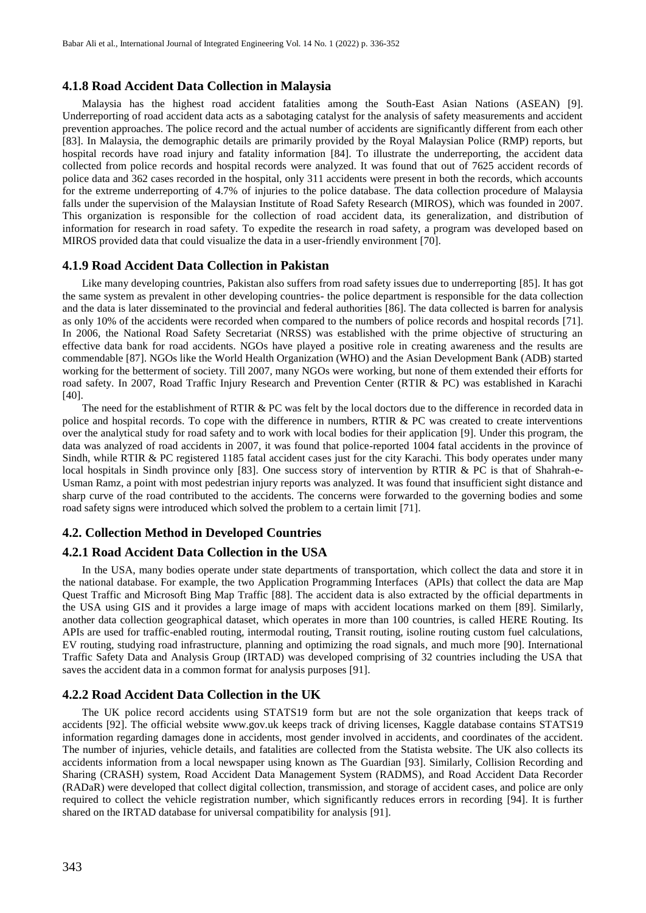### 4.1.8 Road Accident Data Collection in Malaysia

Malaysia has the highest road accident fatalities among the South-East Asian Nations (ASEAN) [9]. Underreporting of road accident data acts as a sabotaging catalyst for the analysis of safety measurements and accident prevention approaches. The police record and the actual number of accidents are significantly different from each other [83]. In Malaysia, the demographic details are primarily provided by the Royal Malaysian Police (RMP) reports, but hospital records have road injury and fatality information [84]. To illustrate the underreporting, the accident data collected from police records and hospital records were analyzed. It was found that out of 7625 accident records of police data and 362 cases recorded in the hospital, only 311 accidents were present in both the records, which accounts for the extreme underreporting of 4.7% of injuries to the police database. The data collection procedure of Malaysia falls under the supervision of the Malaysian Institute of Road Safety Research (MIROS), which was founded in 2007. This organization is responsible for the collection of road accident data, its generalization, and distribution of information for research in road safety. To expedite the research in road safety, a program was developed based on MIROS provided data that could visualize the data in a user-friendly environment [70].

### 4.1.9 Road Accident Data Collection in Pakistan

Like many developing countries, Pakistan also suffers from road safety issues due to underreporting [85]. It has got the same system as prevalent in other developing countries- the police department is responsible for the data collection and the data is later disseminated to the provincial and federal authorities [86]. The data collected is barren for analysis as only 10% of the accidents were recorded when compared to the numbers of police records and hospital records [71]. In 2006, the National Road Safety Secretariat (NRSS) was established with the prime objective of structuring an effective data bank for road accidents. NGOs have played a positive role in creating awareness and the results are commendable [87]. NGOs like the World Health Organization (WHO) and the Asian Development Bank (ADB) started working for the betterment of society. Till 2007, many NGOs were working, but none of them extended their efforts for road safety. In 2007, Road Traffic Injury Research and Prevention Center (RTIR & PC) was established in Karachi [40].

The need for the establishment of RTIR & PC was felt by the local doctors due to the difference in recorded data in police and hospital records. To cope with the difference in numbers, RTIR & PC was created to create interventions over the analytical study for road safety and to work with local bodies for their application [9]. Under this program, the data was analyzed of road accidents in 2007, it was found that police-reported 1004 fatal accidents in the province of Sindh, while RTIR & PC registered 1185 fatal accident cases just for the city Karachi. This body operates under many local hospitals in Sindh province only [83]. One success story of intervention by RTIR & PC is that of Shahrah-e-Usman Ramz, a point with most pedestrian injury reports was analyzed. It was found that insufficient sight distance and sharp curve of the road contributed to the accidents. The concerns were forwarded to the governing bodies and some road safety signs were introduced which solved the problem to a certain limit [71].

## 4.2. Collection Method in Developed Countries

### 4.2.1 Road Accident Data Collection in the USA

In the USA, many bodies operate under state departments of transportation, which collect the data and store it in the national database. For example, the two Application Programming Interfaces (APIs) that collect the data are Map Quest Traffic and Microsoft Bing Map Traffic [88]. The accident data is also extracted by the official departments in the USA using GIS and it provides a large image of maps with accident locations marked on them [89]. Similarly, another data collection geographical dataset, which operates in more than 100 countries, is called HERE Routing. Its APIs are used for traffic-enabled routing, intermodal routing, Transit routing, isoline routing custom fuel calculations, EV routing, studying road infrastructure, planning and optimizing the road signals, and much more [90]. International Traffic Safety Data and Analysis Group (IRTAD) was developed comprising of 32 countries including the USA that saves the accident data in a common format for analysis purposes [91].

### 4.2.2 Road Accident Data Collection in the UK

The UK police record accidents using STATS19 form but are not the sole organization that keeps track of accidents [92]. The official website www.gov.uk keeps track of driving licenses, Kaggle database contains STATS19 information regarding damages done in accidents, most gender involved in accidents, and coordinates of the accident. The number of injuries, vehicle details, and fatalities are collected from the Statista website. The UK also collects its accidents information from a local newspaper using known as The Guardian [93]. Similarly, Collision Recording and Sharing (CRASH) system, Road Accident Data Management System (RADMS), and Road Accident Data Recorder (RADaR) were developed that collect digital collection, transmission, and storage of accident cases, and police are only required to collect the vehicle registration number, which significantly reduces errors in recording [94]. It is further shared on the IRTAD database for universal compatibility for analysis [91].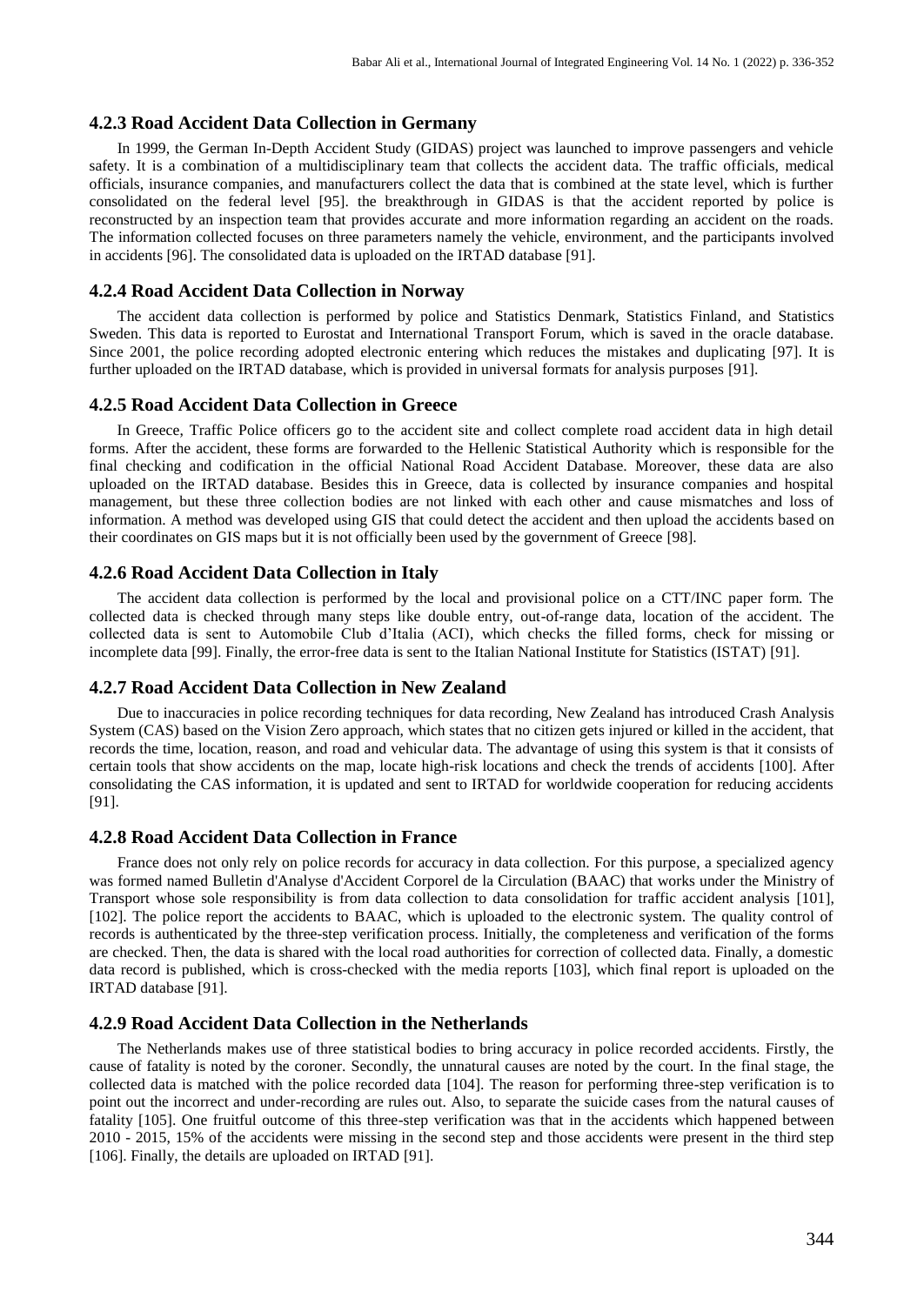### 4.2.3 Road Accident Data Collection in Germany

In 1999, the German In-Depth Accident Study (GIDAS) project was launched to improve passengers and vehicle safety. It is a combination of a multidisciplinary team that collects the accident data. The traffic officials, medical officials, insurance companies, and manufacturers collect the data that is combined at the state level, which is further consolidated on the federal level [95]. the breakthrough in GIDAS is that the accident reported by police is reconstructed by an inspection team that provides accurate and more information regarding an accident on the roads. The information collected focuses on three parameters namely the vehicle, environment, and the participants involved in accidents [96]. The consolidated data is uploaded on the IRTAD database [91].

### 4.2.4 Road Accident Data Collection in Norway

The accident data collection is performed by police and Statistics Denmark, Statistics Finland, and Statistics Sweden. This data is reported to Eurostat and International Transport Forum, which is saved in the oracle database. Since 2001, the police recording adopted electronic entering which reduces the mistakes and duplicating [97]. It is further uploaded on the IRTAD database, which is provided in universal formats for analysis purposes [91].

### 4.2.5 Road Accident Data Collection in Greece

In Greece, Traffic Police officers go to the accident site and collect complete road accident data in high detail forms. After the accident, these forms are forwarded to the Hellenic Statistical Authority which is responsible for the final checking and codification in the official National Road Accident Database. Moreover, these data are also uploaded on the IRTAD database. Besides this in Greece, data is collected by insurance companies and hospital management, but these three collection bodies are not linked with each other and cause mismatches and loss of information. A method was developed using GIS that could detect the accident and then upload the accidents based on their coordinates on GIS maps but it is not officially been used by the government of Greece [98].

### 4.2.6 Road Accident Data Collection in Italy

The accident data collection is performed by the local and provisional police on a CTT/INC paper form. The collected data is checked through many steps like double entry, out-of-range data, location of the accident. The collected data is sent to Automobile Club d'Italia (ACI), which checks the filled forms, check for missing or incomplete data [99]. Finally, the error-free data is sent to the Italian National Institute for Statistics (ISTAT) [91].

### 4.2.7 Road Accident Data Collection in New Zealand

Due to inaccuracies in police recording techniques for data recording, New Zealand has introduced Crash Analysis System (CAS) based on the Vision Zero approach, which states that no citizen gets injured or killed in the accident, that records the time, location, reason, and road and vehicular data. The advantage of using this system is that it consists of certain tools that show accidents on the map, locate high-risk locations and check the trends of accidents [100]. After consolidating the CAS information, it is updated and sent to IRTAD for worldwide cooperation for reducing accidents [91].

### 4.2.8 Road Accident Data Collection in France

France does not only rely on police records for accuracy in data collection. For this purpose, a specialized agency was formed named Bulletin d'Analyse d'Accident Corporel de la Circulation (BAAC) that works under the Ministry of Transport whose sole responsibility is from data collection to data consolidation for traffic accident analysis [101], [102]. The police report the accidents to BAAC, which is uploaded to the electronic system. The quality control of records is authenticated by the three-step verification process. Initially, the completeness and verification of the forms are checked. Then, the data is shared with the local road authorities for correction of collected data. Finally, a domestic data record is published, which is cross-checked with the media reports [103], which final report is uploaded on the IRTAD database [91].

### 4.2.9 Road Accident Data Collection in the Netherlands

The Netherlands makes use of three statistical bodies to bring accuracy in police recorded accidents. Firstly, the cause of fatality is noted by the coroner. Secondly, the unnatural causes are noted by the court. In the final stage, the collected data is matched with the police recorded data [104]. The reason for performing three-step verification is to point out the incorrect and under-recording are rules out. Also, to separate the suicide cases from the natural causes of fatality [105]. One fruitful outcome of this three-step verification was that in the accidents which happened between 2010 - 2015, 15% of the accidents were missing in the second step and those accidents were present in the third step [106]. Finally, the details are uploaded on IRTAD [91].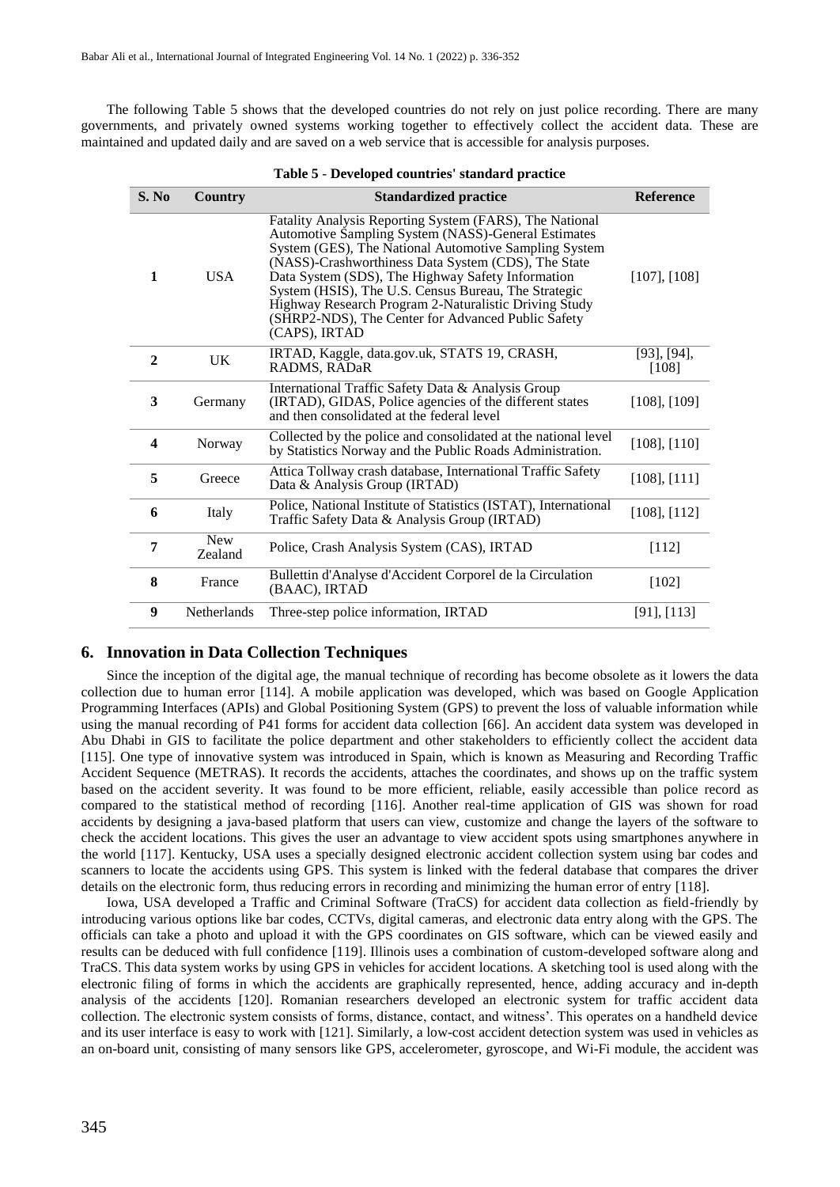The following Table 5 shows that the developed countries do not rely on just police recording. There are many governments, and privately owned systems working together to effectively collect the accident data. These are maintained and updated daily and are saved on a web service that is accessible for analysis purposes.

**Table 5 - Developed countries' standard practice**

| S. No | Country | Standardized practice | Reference |
|---|---|---|---|
| 1 | USA | Fatality Analysis Reporting System (FARS), The National Automotive Sampling System (NASS)-General Estimates System (GES), The National Automotive Sampling System (NASS)-Crashworthiness Data System (CDS), The State Data System (SDS), The Highway Safety Information System (HSIS), The U.S. Census Bureau, The Strategic Highway Research Program 2-Naturalistic Driving Study (SHRP2-NDS), The Center for Advanced Public Safety (CAPS), IRTAD | [107], [108] |
| 2 | UK | IRTAD, Kaggle, data.gov.uk, STATS 19, CRASH, RADMS, RADaR | [93], [94], [108] |
| 3 | Germany | International Traffic Safety Data & Analysis Group (IRTAD), GIDAS, Police agencies of the different states and then consolidated at the federal level | [108], [109] |
| 4 | Norway | Collected by the police and consolidated at the national level by Statistics Norway and the Public Roads Administration. | [108], [110] |
| 5 | Greece | Attica Tollway crash database, International Traffic Safety Data & Analysis Group (IRTAD) | [108], [111] |
| 6 | Italy | Police, National Institute of Statistics (ISTAT), International Traffic Safety Data & Analysis Group (IRTAD) | [108], [112] |
| 7 | New Zealand | Police, Crash Analysis System (CAS), IRTAD | [112] |
| 8 | France | Bullettin d'Analyse d'Accident Corporel de la Circulation (BAAC), IRTAD | [102] |
| 9 | Netherlands | Three-step police information, IRTAD | [91], [113] |

## 6. Innovation in Data Collection Techniques

Since the inception of the digital age, the manual technique of recording has become obsolete as it lowers the data collection due to human error [114]. A mobile application was developed, which was based on Google Application Programming Interfaces (APIs) and Global Positioning System (GPS) to prevent the loss of valuable information while using the manual recording of P41 forms for accident data collection [66]. An accident data system was developed in Abu Dhabi in GIS to facilitate the police department and other stakeholders to efficiently collect the accident data [115]. One type of innovative system was introduced in Spain, which is known as Measuring and Recording Traffic Accident Sequence (METRAS). It records the accidents, attaches the coordinates, and shows up on the traffic system based on the accident severity. It was found to be more efficient, reliable, easily accessible than police record as compared to the statistical method of recording [116]. Another real-time application of GIS was shown for road accidents by designing a java-based platform that users can view, customize and change the layers of the software to check the accident locations. This gives the user an advantage to view accident spots using smartphones anywhere in the world [117]. Kentucky, USA uses a specially designed electronic accident collection system using bar codes and scanners to locate the accidents using GPS. This system is linked with the federal database that compares the driver details on the electronic form, thus reducing errors in recording and minimizing the human error of entry [118].

Iowa, USA developed a Traffic and Criminal Software (TraCS) for accident data collection as field-friendly by introducing various options like bar codes, CCTVs, digital cameras, and electronic data entry along with the GPS. The officials can take a photo and upload it with the GPS coordinates on GIS software, which can be viewed easily and results can be deduced with full confidence [119]. Illinois uses a combination of custom-developed software along and TraCS. This data system works by using GPS in vehicles for accident locations. A sketching tool is used along with the electronic filing of forms in which the accidents are graphically represented, hence, adding accuracy and in-depth analysis of the accidents [120]. Romanian researchers developed an electronic system for traffic accident data collection. The electronic system consists of forms, distance, contact, and witness'. This operates on a handheld device and its user interface is easy to work with [121]. Similarly, a low-cost accident detection system was used in vehicles as an on-board unit, consisting of many sensors like GPS, accelerometer, gyroscope, and Wi-Fi module, the accident was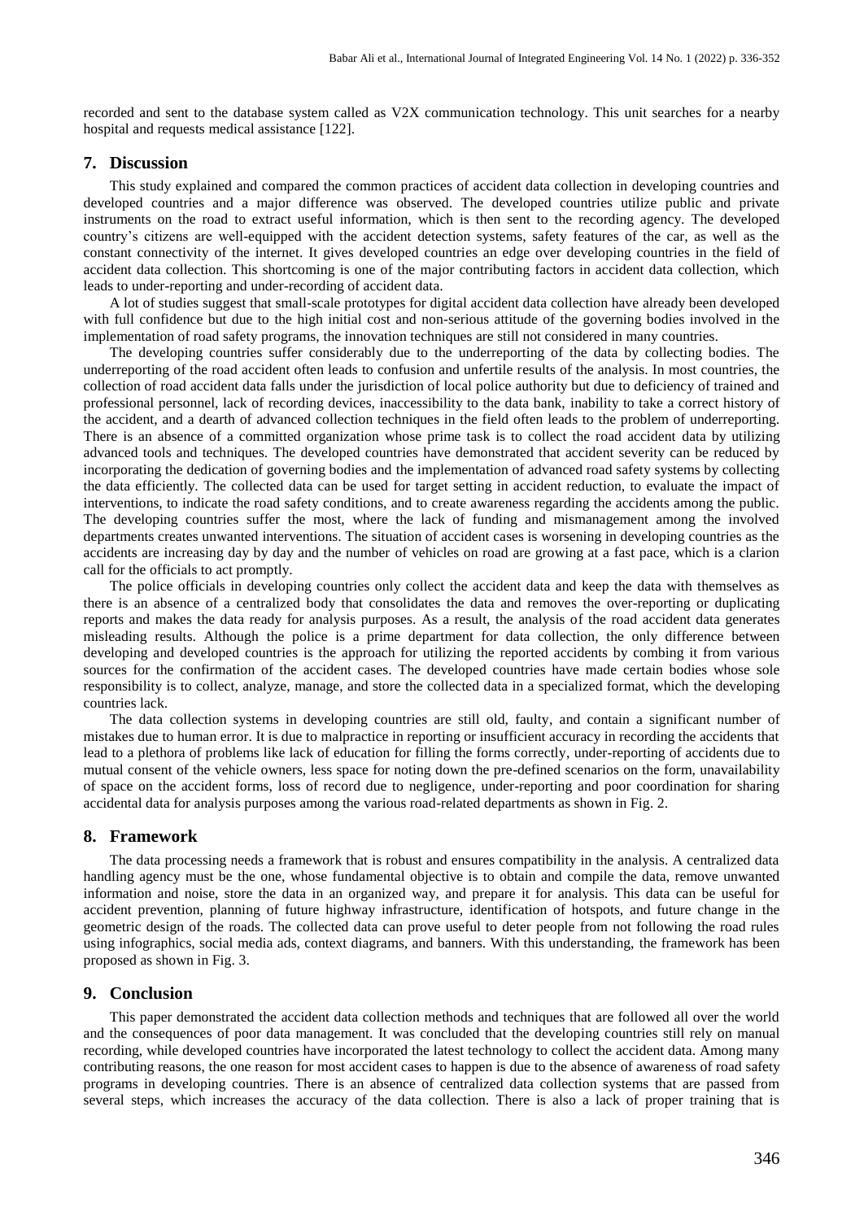recorded and sent to the database system called as V2X communication technology. This unit searches for a nearby hospital and requests medical assistance [122].

## 7. Discussion

This study explained and compared the common practices of accident data collection in developing countries and developed countries and a major difference was observed. The developed countries utilize public and private instruments on the road to extract useful information, which is then sent to the recording agency. The developed country's citizens are well-equipped with the accident detection systems, safety features of the car, as well as the constant connectivity of the internet. It gives developed countries an edge over developing countries in the field of accident data collection. This shortcoming is one of the major contributing factors in accident data collection, which leads to under-reporting and under-recording of accident data.

A lot of studies suggest that small-scale prototypes for digital accident data collection have already been developed with full confidence but due to the high initial cost and non-serious attitude of the governing bodies involved in the implementation of road safety programs, the innovation techniques are still not considered in many countries.

The developing countries suffer considerably due to the underreporting of the data by collecting bodies. The underreporting of the road accident often leads to confusion and unfertile results of the analysis. In most countries, the collection of road accident data falls under the jurisdiction of local police authority but due to deficiency of trained and professional personnel, lack of recording devices, inaccessibility to the data bank, inability to take a correct history of the accident, and a dearth of advanced collection techniques in the field often leads to the problem of underreporting. There is an absence of a committed organization whose prime task is to collect the road accident data by utilizing advanced tools and techniques. The developed countries have demonstrated that accident severity can be reduced by incorporating the dedication of governing bodies and the implementation of advanced road safety systems by collecting the data efficiently. The collected data can be used for target setting in accident reduction, to evaluate the impact of interventions, to indicate the road safety conditions, and to create awareness regarding the accidents among the public. The developing countries suffer the most, where the lack of funding and mismanagement among the involved departments creates unwanted interventions. The situation of accident cases is worsening in developing countries as the accidents are increasing day by day and the number of vehicles on road are growing at a fast pace, which is a clarion call for the officials to act promptly.

The police officials in developing countries only collect the accident data and keep the data with themselves as there is an absence of a centralized body that consolidates the data and removes the over-reporting or duplicating reports and makes the data ready for analysis purposes. As a result, the analysis of the road accident data generates misleading results. Although the police is a prime department for data collection, the only difference between developing and developed countries is the approach for utilizing the reported accidents by combing it from various sources for the confirmation of the accident cases. The developed countries have made certain bodies whose sole responsibility is to collect, analyze, manage, and store the collected data in a specialized format, which the developing countries lack.

The data collection systems in developing countries are still old, faulty, and contain a significant number of mistakes due to human error. It is due to malpractice in reporting or insufficient accuracy in recording the accidents that lead to a plethora of problems like lack of education for filling the forms correctly, under-reporting of accidents due to mutual consent of the vehicle owners, less space for noting down the pre-defined scenarios on the form, unavailability of space on the accident forms, loss of record due to negligence, under-reporting and poor coordination for sharing accidental data for analysis purposes among the various road-related departments as shown in Fig. 2.

## 8. Framework

The data processing needs a framework that is robust and ensures compatibility in the analysis. A centralized data handling agency must be the one, whose fundamental objective is to obtain and compile the data, remove unwanted information and noise, store the data in an organized way, and prepare it for analysis. This data can be useful for accident prevention, planning of future highway infrastructure, identification of hotspots, and future change in the geometric design of the roads. The collected data can prove useful to deter people from not following the road rules using infographics, social media ads, context diagrams, and banners. With this understanding, the framework has been proposed as shown in Fig. 3.

## 9. Conclusion

This paper demonstrated the accident data collection methods and techniques that are followed all over the world and the consequences of poor data management. It was concluded that the developing countries still rely on manual recording, while developed countries have incorporated the latest technology to collect the accident data. Among many contributing reasons, the one reason for most accident cases to happen is due to the absence of awareness of road safety programs in developing countries. There is an absence of centralized data collection systems that are passed from several steps, which increases the accuracy of the data collection. There is also a lack of proper training that is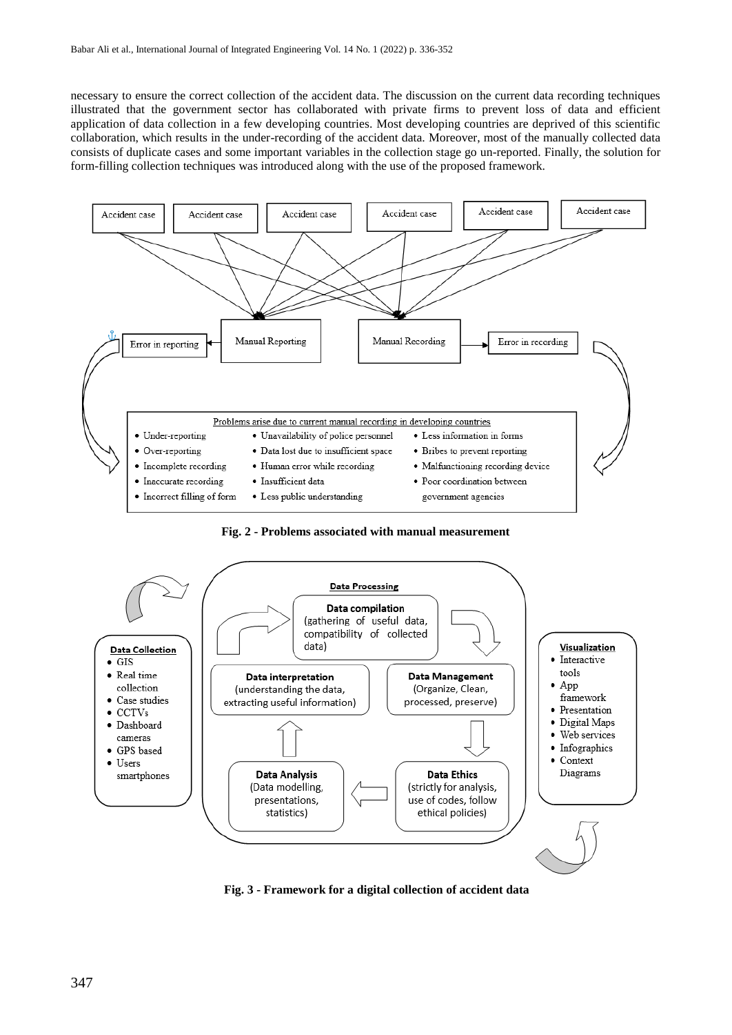necessary to ensure the correct collection of the accident data. The discussion on the current data recording techniques illustrated that the government sector has collaborated with private firms to prevent loss of data and efficient application of data collection in a few developing countries. Most developing countries are deprived of this scientific collaboration, which results in the under-recording of the accident data. Moreover, most of the manually collected data consists of duplicate cases and some important variables in the collection stage go un-reported. Finally, the solution for form-filling collection techniques was introduced along with the use of the proposed framework.

**Fig. 2 - Problems associated with manual measurement**

**Fig. 3 - Framework for a digital collection of accident data**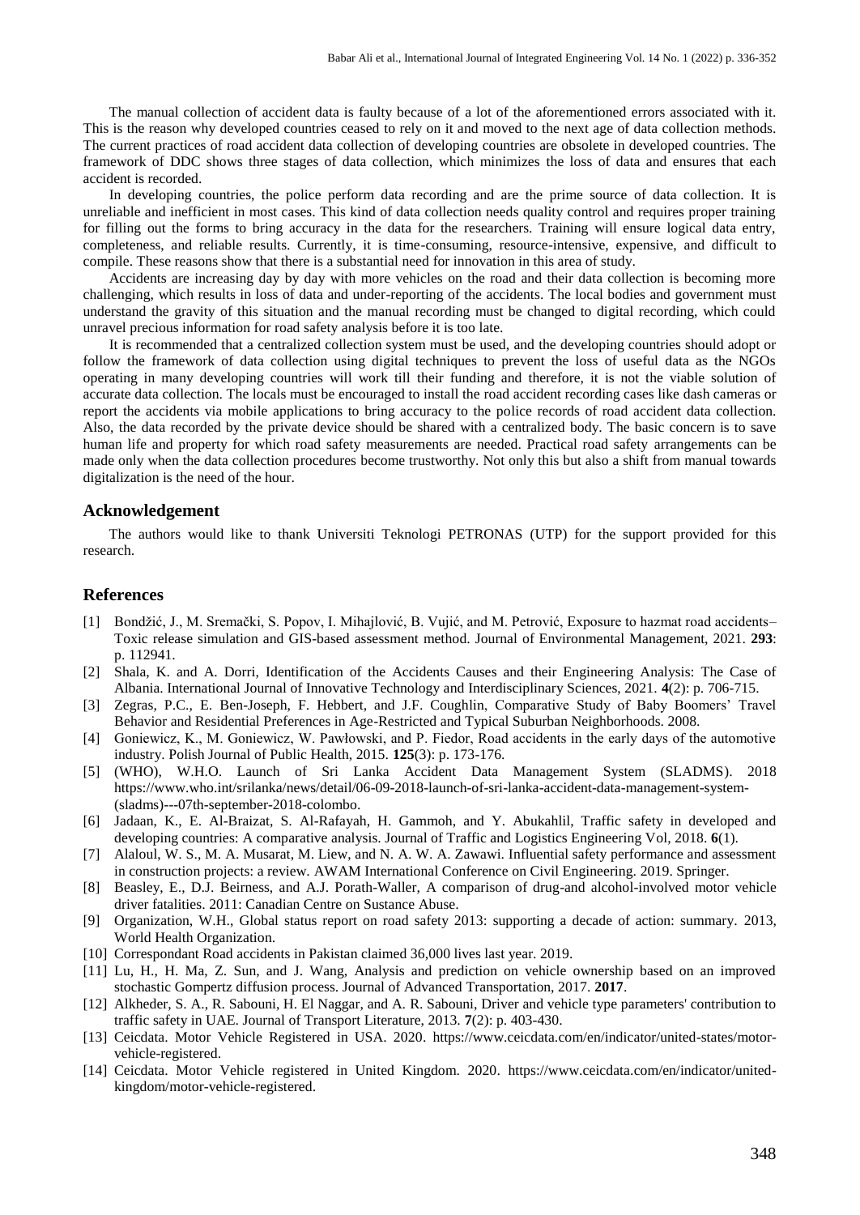The manual collection of accident data is faulty because of a lot of the aforementioned errors associated with it. This is the reason why developed countries ceased to rely on it and moved to the next age of data collection methods. The current practices of road accident data collection of developing countries are obsolete in developed countries. The framework of DDC shows three stages of data collection, which minimizes the loss of data and ensures that each accident is recorded.

In developing countries, the police perform data recording and are the prime source of data collection. It is unreliable and inefficient in most cases. This kind of data collection needs quality control and requires proper training for filling out the forms to bring accuracy in the data for the researchers. Training will ensure logical data entry, completeness, and reliable results. Currently, it is time-consuming, resource-intensive, expensive, and difficult to compile. These reasons show that there is a substantial need for innovation in this area of study.

Accidents are increasing day by day with more vehicles on the road and their data collection is becoming more challenging, which results in loss of data and under-reporting of the accidents. The local bodies and government must understand the gravity of this situation and the manual recording must be changed to digital recording, which could unravel precious information for road safety analysis before it is too late.

It is recommended that a centralized collection system must be used, and the developing countries should adopt or follow the framework of data collection using digital techniques to prevent the loss of useful data as the NGOs operating in many developing countries will work till their funding and therefore, it is not the viable solution of accurate data collection. The locals must be encouraged to install the road accident recording cases like dash cameras or report the accidents via mobile applications to bring accuracy to the police records of road accident data collection. Also, the data recorded by the private device should be shared with a centralized body. The basic concern is to save human life and property for which road safety measurements are needed. Practical road safety arrangements can be made only when the data collection procedures become trustworthy. Not only this but also a shift from manual towards digitalization is the need of the hour.

## Acknowledgement

The authors would like to thank Universiti Teknologi PETRONAS (UTP) for the support provided for this research.

## References

[1] Bondžić, J., M. Sremački, S. Popov, I. Mihajlović, B. Vujić, and M. Petrović, Exposure to hazmat road accidents–Toxic release simulation and GIS-based assessment method. Journal of Environmental Management, 2021. **293**: p. 112941.

[2] Shala, K. and A. Dorri, Identification of the Accidents Causes and their Engineering Analysis: The Case of Albania. International Journal of Innovative Technology and Interdisciplinary Sciences, 2021. **4**(2): p. 706-715.

[3] Zegras, P.C., E. Ben-Joseph, F. Hebbert, and J.F. Coughlin, Comparative Study of Baby Boomers' Travel Behavior and Residential Preferences in Age-Restricted and Typical Suburban Neighborhoods. 2008.

[4] Goniewicz, K., M. Goniewicz, W. Pawłowski, and P. Fiedor, Road accidents in the early days of the automotive industry. Polish Journal of Public Health, 2015. **125**(3): p. 173-176.

[5] (WHO), W.H.O. Launch of Sri Lanka Accident Data Management System (SLADMS). 2018 https://www.who.int/srilanka/news/detail/06-09-2018-launch-of-sri-lanka-accident-data-management-system-(sladms)---07th-september-2018-colombo.

[6] Jadaan, K., E. Al-Braizat, S. Al-Rafayah, H. Gammoh, and Y. Abukahlil, Traffic safety in developed and developing countries: A comparative analysis. Journal of Traffic and Logistics Engineering Vol, 2018. **6**(1).

[7] Alaloul, W. S., M. A. Musarat, M. Liew, and N. A. W. A. Zawawi. Influential safety performance and assessment in construction projects: a review. AWAM International Conference on Civil Engineering. 2019. Springer.

[8] Beasley, E., D.J. Beirness, and A.J. Porath-Waller, A comparison of drug-and alcohol-involved motor vehicle driver fatalities. 2011: Canadian Centre on Sustance Abuse.

[9] Organization, W.H., Global status report on road safety 2013: supporting a decade of action: summary. 2013, World Health Organization.

[10] Correspondant Road accidents in Pakistan claimed 36,000 lives last year. 2019.

[11] Lu, H., H. Ma, Z. Sun, and J. Wang, Analysis and prediction on vehicle ownership based on an improved stochastic Gompertz diffusion process. Journal of Advanced Transportation, 2017. **2017**.

[12] Alkheder, S. A., R. Sabouni, H. El Naggar, and A. R. Sabouni, Driver and vehicle type parameters' contribution to traffic safety in UAE. Journal of Transport Literature, 2013. **7**(2): p. 403-430.

[13] Ceicdata. Motor Vehicle Registered in USA. 2020. https://www.ceicdata.com/en/indicator/united-states/motor-vehicle-registered.

[14] Ceicdata. Motor Vehicle registered in United Kingdom. 2020. https://www.ceicdata.com/en/indicator/united-kingdom/motor-vehicle-registered.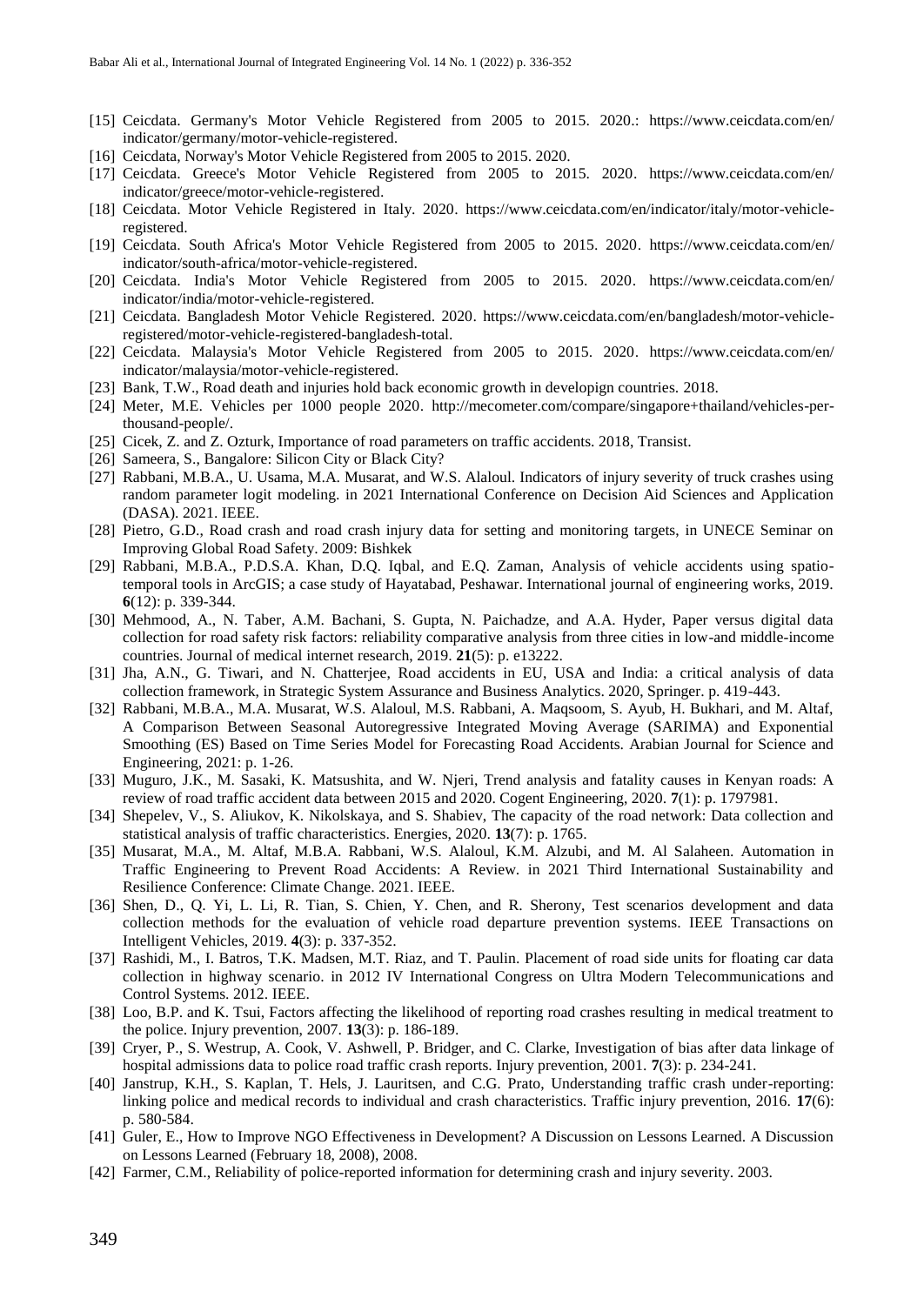- [15] Ceicdata. Germany's Motor Vehicle Registered from 2005 to 2015. 2020.: https://www.ceicdata.com/en/ indicator/germany/motor-vehicle-registered.
- [16] Ceicdata, Norway's Motor Vehicle Registered from 2005 to 2015. 2020.
- [17] Ceicdata. Greece's Motor Vehicle Registered from 2005 to 2015. 2020. https://www.ceicdata.com/en/ indicator/greece/motor-vehicle-registered.
- [18] Ceicdata. Motor Vehicle Registered in Italy. 2020. https://www.ceicdata.com/en/indicator/italy/motor-vehicle-registered.
- [19] Ceicdata. South Africa's Motor Vehicle Registered from 2005 to 2015. 2020. https://www.ceicdata.com/en/ indicator/south-africa/motor-vehicle-registered.
- [20] Ceicdata. India's Motor Vehicle Registered from 2005 to 2015. 2020. https://www.ceicdata.com/en/ indicator/india/motor-vehicle-registered.
- [21] Ceicdata. Bangladesh Motor Vehicle Registered. 2020. https://www.ceicdata.com/en/bangladesh/motor-vehicle-registered/motor-vehicle-registered-bangladesh-total.
- [22] Ceicdata. Malaysia's Motor Vehicle Registered from 2005 to 2015. 2020. https://www.ceicdata.com/en/ indicator/malaysia/motor-vehicle-registered.
- [23] Bank, T.W., Road death and injuries hold back economic growth in developign countries. 2018.
- [24] Meter, M.E. Vehicles per 1000 people 2020. http://mecometer.com/compare/singapore+thailand/vehicles-per-thousand-people/.
- [25] Cicek, Z. and Z. Ozturk, Importance of road parameters on traffic accidents. 2018, Transist.
- [26] Sameera, S., Bangalore: Silicon City or Black City?
- [27] Rabbani, M.B.A., U. Usama, M.A. Musarat, and W.S. Alaloul. Indicators of injury severity of truck crashes using random parameter logit modeling. in 2021 International Conference on Decision Aid Sciences and Application (DASA). 2021. IEEE.
- [28] Pietro, G.D., Road crash and road crash injury data for setting and monitoring targets, in UNECE Seminar on Improving Global Road Safety. 2009: Bishkek
- [29] Rabbani, M.B.A., P.D.S.A. Khan, D.Q. Iqbal, and E.Q. Zaman, Analysis of vehicle accidents using spatio-temporal tools in ArcGIS; a case study of Hayatabad, Peshawar. International journal of engineering works, 2019. **6**(12): p. 339-344.
- [30] Mehmood, A., N. Taber, A.M. Bachani, S. Gupta, N. Paichadze, and A.A. Hyder, Paper versus digital data collection for road safety risk factors: reliability comparative analysis from three cities in low-and middle-income countries. Journal of medical internet research, 2019. **21**(5): p. e13222.
- [31] Jha, A.N., G. Tiwari, and N. Chatterjee, Road accidents in EU, USA and India: a critical analysis of data collection framework, in Strategic System Assurance and Business Analytics. 2020, Springer. p. 419-443.
- [32] Rabbani, M.B.A., M.A. Musarat, W.S. Alaloul, M.S. Rabbani, A. Maqsoom, S. Ayub, H. Bukhari, and M. Altaf, A Comparison Between Seasonal Autoregressive Integrated Moving Average (SARIMA) and Exponential Smoothing (ES) Based on Time Series Model for Forecasting Road Accidents. Arabian Journal for Science and Engineering, 2021: p. 1-26.
- [33] Muguro, J.K., M. Sasaki, K. Matsushita, and W. Njeri, Trend analysis and fatality causes in Kenyan roads: A review of road traffic accident data between 2015 and 2020. Cogent Engineering, 2020. **7**(1): p. 1797981.
- [34] Shepelev, V., S. Aliukov, K. Nikolskaya, and S. Shabiev, The capacity of the road network: Data collection and statistical analysis of traffic characteristics. Energies, 2020. **13**(7): p. 1765.
- [35] Musarat, M.A., M. Altaf, M.B.A. Rabbani, W.S. Alaloul, K.M. Alzubi, and M. Al Salaheen. Automation in Traffic Engineering to Prevent Road Accidents: A Review. in 2021 Third International Sustainability and Resilience Conference: Climate Change. 2021. IEEE.
- [36] Shen, D., Q. Yi, L. Li, R. Tian, S. Chien, Y. Chen, and R. Sherony, Test scenarios development and data collection methods for the evaluation of vehicle road departure prevention systems. IEEE Transactions on Intelligent Vehicles, 2019. **4**(3): p. 337-352.
- [37] Rashidi, M., I. Batros, T.K. Madsen, M.T. Riaz, and T. Paulin. Placement of road side units for floating car data collection in highway scenario. in 2012 IV International Congress on Ultra Modern Telecommunications and Control Systems. 2012. IEEE.
- [38] Loo, B.P. and K. Tsui, Factors affecting the likelihood of reporting road crashes resulting in medical treatment to the police. Injury prevention, 2007. **13**(3): p. 186-189.
- [39] Cryer, P., S. Westrup, A. Cook, V. Ashwell, P. Bridger, and C. Clarke, Investigation of bias after data linkage of hospital admissions data to police road traffic crash reports. Injury prevention, 2001. **7**(3): p. 234-241.
- [40] Janstrup, K.H., S. Kaplan, T. Hels, J. Lauritsen, and C.G. Prato, Understanding traffic crash under-reporting: linking police and medical records to individual and crash characteristics. Traffic injury prevention, 2016. **17**(6): p. 580-584.
- [41] Guler, E., How to Improve NGO Effectiveness in Development? A Discussion on Lessons Learned. A Discussion on Lessons Learned (February 18, 2008), 2008.
- [42] Farmer, C.M., Reliability of police-reported information for determining crash and injury severity. 2003.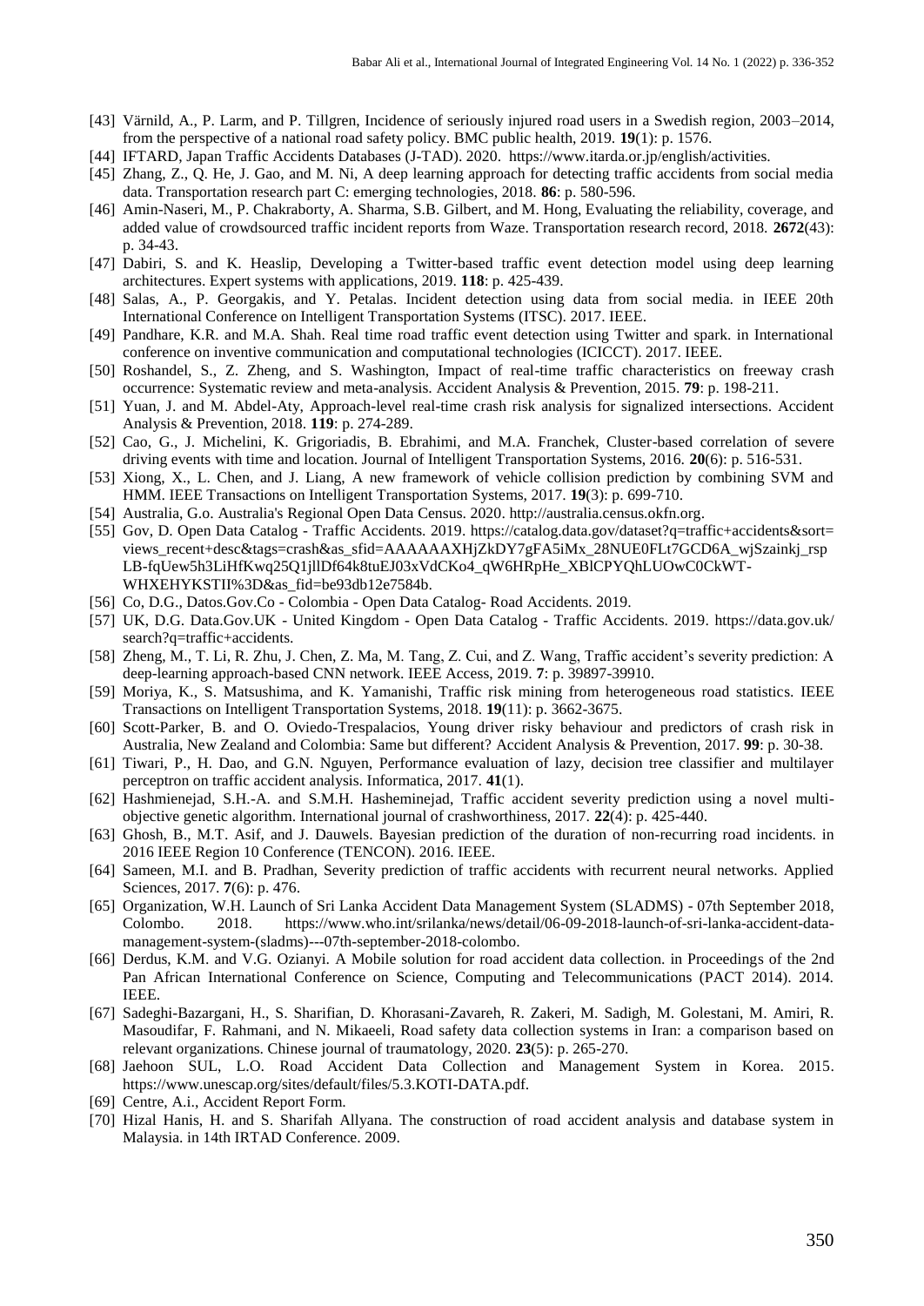[43] Värnild, A., P. Larm, and P. Tillgren, Incidence of seriously injured road users in a Swedish region, 2003–2014, from the perspective of a national road safety policy. BMC public health, 2019. **19**(1): p. 1576.

[44] IFTARD, Japan Traffic Accidents Databases (J-TAD). 2020. https://www.itarda.or.jp/english/activities.

[45] Zhang, Z., Q. He, J. Gao, and M. Ni, A deep learning approach for detecting traffic accidents from social media data. Transportation research part C: emerging technologies, 2018. **86**: p. 580-596.

[46] Amin-Naseri, M., P. Chakraborty, A. Sharma, S.B. Gilbert, and M. Hong, Evaluating the reliability, coverage, and added value of crowdsourced traffic incident reports from Waze. Transportation research record, 2018. **2672**(43): p. 34-43.

[47] Dabiri, S. and K. Heaslip, Developing a Twitter-based traffic event detection model using deep learning architectures. Expert systems with applications, 2019. **118**: p. 425-439.

[48] Salas, A., P. Georgakis, and Y. Petalas. Incident detection using data from social media. in IEEE 20th International Conference on Intelligent Transportation Systems (ITSC). 2017. IEEE.

[49] Pandhare, K.R. and M.A. Shah. Real time road traffic event detection using Twitter and spark. in International conference on inventive communication and computational technologies (ICICCT). 2017. IEEE.

[50] Roshandel, S., Z. Zheng, and S. Washington, Impact of real-time traffic characteristics on freeway crash occurrence: Systematic review and meta-analysis. Accident Analysis & Prevention, 2015. **79**: p. 198-211.

[51] Yuan, J. and M. Abdel-Aty, Approach-level real-time crash risk analysis for signalized intersections. Accident Analysis & Prevention, 2018. **119**: p. 274-289.

[52] Cao, G., J. Michelini, K. Grigoriadis, B. Ebrahimi, and M.A. Franchek, Cluster-based correlation of severe driving events with time and location. Journal of Intelligent Transportation Systems, 2016. **20**(6): p. 516-531.

[53] Xiong, X., L. Chen, and J. Liang, A new framework of vehicle collision prediction by combining SVM and HMM. IEEE Transactions on Intelligent Transportation Systems, 2017. **19**(3): p. 699-710.

[54] Australia, G.o. Australia's Regional Open Data Census. 2020. http://australia.census.okfn.org.

[55] Gov, D. Open Data Catalog - Traffic Accidents. 2019. https://catalog.data.gov/dataset?q=traffic+accidents&sort=views_recent+desc&tags=crash&as_sfid=AAAAAAXHjZkDY7gFA5iMx_28NUE0FLt7GCD6A_wjSzainkj_rspLB-fqUew5h3LiHfKwq25Q1jllDf64k8tuEJ03xVdCKo4_qW6HRpHe_XBlCPYQhLUOwC0CkWT-WHXEHYKSTII%3D&as_fid=be93db12e7584b.

[56] Co, D.G., Datos.Gov.Co - Colombia - Open Data Catalog- Road Accidents. 2019.

[57] UK, D.G. Data.Gov.UK - United Kingdom - Open Data Catalog - Traffic Accidents. 2019. https://data.gov.uk/search?q=traffic+accidents.

[58] Zheng, M., T. Li, R. Zhu, J. Chen, Z. Ma, M. Tang, Z. Cui, and Z. Wang, Traffic accident's severity prediction: A deep-learning approach-based CNN network. IEEE Access, 2019. **7**: p. 39897-39910.

[59] Moriya, K., S. Matsushima, and K. Yamanishi, Traffic risk mining from heterogeneous road statistics. IEEE Transactions on Intelligent Transportation Systems, 2018. **19**(11): p. 3662-3675.

[60] Scott-Parker, B. and O. Oviedo-Trespalacios, Young driver risky behaviour and predictors of crash risk in Australia, New Zealand and Colombia: Same but different? Accident Analysis & Prevention, 2017. **99**: p. 30-38.

[61] Tiwari, P., H. Dao, and G.N. Nguyen, Performance evaluation of lazy, decision tree classifier and multilayer perceptron on traffic accident analysis. Informatica, 2017. **41**(1).

[62] Hashmienejad, S.H.-A. and S.M.H. Hasheminejad, Traffic accident severity prediction using a novel multi-objective genetic algorithm. International journal of crashworthiness, 2017. **22**(4): p. 425-440.

[63] Ghosh, B., M.T. Asif, and J. Dauwels. Bayesian prediction of the duration of non-recurring road incidents. in 2016 IEEE Region 10 Conference (TENCON). 2016. IEEE.

[64] Sameen, M.I. and B. Pradhan, Severity prediction of traffic accidents with recurrent neural networks. Applied Sciences, 2017. **7**(6): p. 476.

[65] Organization, W.H. Launch of Sri Lanka Accident Data Management System (SLADMS) - 07th September 2018, Colombo. 2018. https://www.who.int/srilanka/news/detail/06-09-2018-launch-of-sri-lanka-accident-data-management-system-(sladms)---07th-september-2018-colombo.

[66] Derdus, K.M. and V.G. Ozianyi. A Mobile solution for road accident data collection. in Proceedings of the 2nd Pan African International Conference on Science, Computing and Telecommunications (PACT 2014). 2014. IEEE.

[67] Sadeghi-Bazargani, H., S. Sharifian, D. Khorasani-Zavareh, R. Zakeri, M. Sadigh, M. Golestani, M. Amiri, R. Masoudifar, F. Rahmani, and N. Mikaeeli, Road safety data collection systems in Iran: a comparison based on relevant organizations. Chinese journal of traumatology, 2020. **23**(5): p. 265-270.

[68] Jaehoon SUL, L.O. Road Accident Data Collection and Management System in Korea. 2015. https://www.unescap.org/sites/default/files/5.3.KOTI-DATA.pdf.

[69] Centre, A.i., Accident Report Form.

[70] Hizal Hanis, H. and S. Sharifah Allyana. The construction of road accident analysis and database system in Malaysia. in 14th IRTAD Conference. 2009.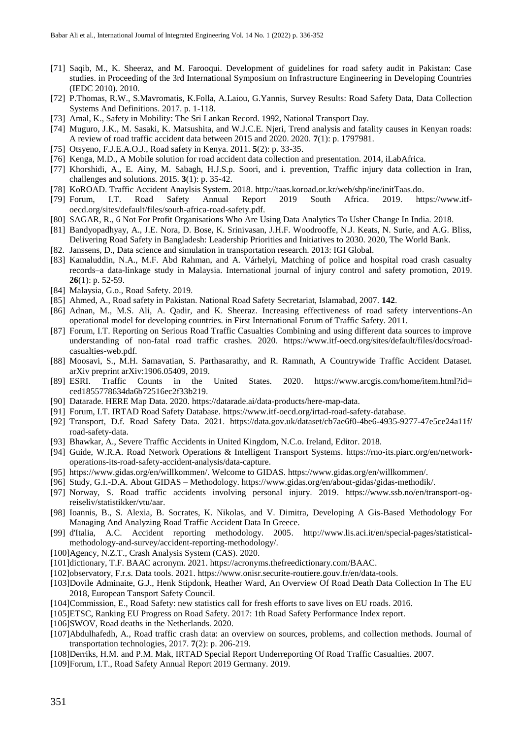[71] Saqib, M., K. Sheeraz, and M. Farooqui. Development of guidelines for road safety audit in Pakistan: Case studies. in Proceeding of the 3rd International Symposium on Infrastructure Engineering in Developing Countries (IEDC 2010). 2010.

[72] P.Thomas, R.W., S.Mavromatis, K.Folla, A.Laiou, G.Yannis, Survey Results: Road Safety Data, Data Collection Systems And Definitions. 2017. p. 1-118.

[73] Amal, K., Safety in Mobility: The Sri Lankan Record. 1992, National Transport Day.

[74] Muguro, J.K., M. Sasaki, K. Matsushita, and W.J.C.E. Njeri, Trend analysis and fatality causes in Kenyan roads: A review of road traffic accident data between 2015 and 2020. 2020. **7**(1): p. 1797981.

[75] Otsyeno, F.J.E.A.O.J., Road safety in Kenya. 2011. **5**(2): p. 33-35.

[76] Kenga, M.D., A Mobile solution for road accident data collection and presentation. 2014, iLabAfrica.

[77] Khorshidi, A., E. Ainy, M. Sabagh, H.J.S.p. Soori, and i. prevention, Traffic injury data collection in Iran, challenges and solutions. 2015. **3**(1): p. 35-42.

[78] KoROAD. Traffic Accident Anaylsis System. 2018. http://taas.koroad.or.kr/web/shp/ine/initTaas.do.

[79] Forum, I.T. Road Safety Annual Report 2019 South Africa. 2019. https://www.itf-oecd.org/sites/default/files/south-africa-road-safety.pdf.

[80] SAGAR, R., 6 Not For Profit Organisations Who Are Using Data Analytics To Usher Change In India. 2018.

[81] Bandyopadhyay, A., J.E. Nora, D. Bose, K. Srinivasan, J.H.F. Woodrooffe, N.J. Keats, N. Surie, and A.G. Bliss, Delivering Road Safety in Bangladesh: Leadership Priorities and Initiatives to 2030. 2020, The World Bank.

[82]. Janssens, D., Data science and simulation in transportation research. 2013: IGI Global.

[83] Kamaluddin, N.A., M.F. Abd Rahman, and A. Várhelyi, Matching of police and hospital road crash casualty records–a data-linkage study in Malaysia. International journal of injury control and safety promotion, 2019. **26**(1): p. 52-59.

[84] Malaysia, G.o., Road Safety. 2019.

[85] Ahmed, A., Road safety in Pakistan. National Road Safety Secretariat, Islamabad, 2007. **142**.

[86] Adnan, M., M.S. Ali, A. Qadir, and K. Sheeraz. Increasing effectiveness of road safety interventions-An operational model for developing countries. in First International Forum of Traffic Safety. 2011.

[87] Forum, I.T. Reporting on Serious Road Traffic Casualties Combining and using different data sources to improve understanding of non-fatal road traffic crashes. 2020. https://www.itf-oecd.org/sites/default/files/docs/road-casualties-web.pdf.

[88] Moosavi, S., M.H. Samavatian, S. Parthasarathy, and R. Ramnath, A Countrywide Traffic Accident Dataset. arXiv preprint arXiv:1906.05409, 2019.

[89] ESRI. Traffic Counts in the United States. 2020. https://www.arcgis.com/home/item.html?id=ced1855778634da6b72516ec2f33b219.

[90] Datarade. HERE Map Data. 2020. https://datarade.ai/data-products/here-map-data.

[91] Forum, I.T. IRTAD Road Safety Database. https://www.itf-oecd.org/irtad-road-safety-database.

[92] Transport, D.f. Road Safety Data. 2021. https://data.gov.uk/dataset/cb7ae6f0-4be6-4935-9277-47e5ce24a11f/road-safety-data.

[93] Bhawkar, A., Severe Traffic Accidents in United Kingdom, N.C.o. Ireland, Editor. 2018.

[94] Guide, W.R.A. Road Network Operations & Intelligent Transport Systems. https://rno-its.piarc.org/en/network-operations-its-road-safety-accident-analysis/data-capture.

[95] https://www.gidas.org/en/willkommen/. Welcome to GIDAS. https://www.gidas.org/en/willkommen/.

[96] Study, G.I.-D.A. About GIDAS – Methodology. https://www.gidas.org/en/about-gidas/gidas-methodik/.

[97] Norway, S. Road traffic accidents involving personal injury. 2019. https://www.ssb.no/en/transport-og-reiseliv/statistikker/vtu/aar.

[98] Ioannis, B., S. Alexia, B. Socrates, K. Nikolas, and V. Dimitra, Developing A Gis-Based Methodology For Managing And Analyzing Road Traffic Accident Data In Greece.

[99] d'Italia, A.C. Accident reporting methodology. 2005. http://www.lis.aci.it/en/special-pages/statistical-methodology-and-survey/accident-reporting-methodology/.

[100]Agency, N.Z.T., Crash Analysis System (CAS). 2020.

[101]dictionary, T.F. BAAC acronym. 2021. https://acronyms.thefreedictionary.com/BAAC.

[102]observatory, F.r.s. Data tools. 2021. https://www.onisr.securite-routiere.gouv.fr/en/data-tools.

[103]Dovile Adminaite, G.J., Henk Stipdonk, Heather Ward, An Overview Of Road Death Data Collection In The EU 2018, European Tansport Safety Council.

[104]Commission, E., Road Safety: new statistics call for fresh efforts to save lives on EU roads. 2016.

[105]ETSC, Ranking EU Progress on Road Safety. 2017: 1th Road Safety Performance Index report.

[106]SWOV, Road deaths in the Netherlands. 2020.

[107]Abdulhafedh, A., Road traffic crash data: an overview on sources, problems, and collection methods. Journal of transportation technologies, 2017. **7**(2): p. 206-219.

[108]Derriks, H.M. and P.M. Mak, IRTAD Special Report Underreporting Of Road Traffic Casualties. 2007.

[109]Forum, I.T., Road Safety Annual Report 2019 Germany. 2019.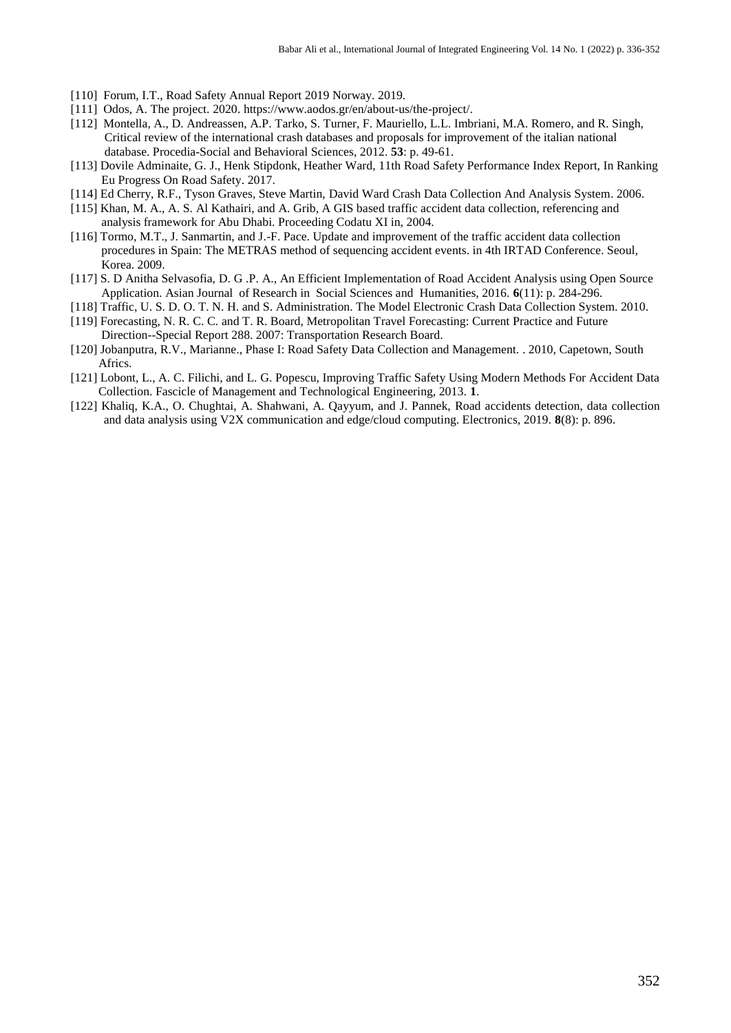[110] Forum, I.T., Road Safety Annual Report 2019 Norway. 2019.

[111] Odos, A. The project. 2020. https://www.aodos.gr/en/about-us/the-project/.

[112] Montella, A., D. Andreassen, A.P. Tarko, S. Turner, F. Mauriello, L.L. Imbriani, M.A. Romero, and R. Singh, Critical review of the international crash databases and proposals for improvement of the italian national database. Procedia-Social and Behavioral Sciences, 2012. **53**: p. 49-61.

[113] Dovile Adminaite, G. J., Henk Stipdonk, Heather Ward, 11th Road Safety Performance Index Report, In Ranking Eu Progress On Road Safety. 2017.

[114] Ed Cherry, R.F., Tyson Graves, Steve Martin, David Ward Crash Data Collection And Analysis System. 2006.

[115] Khan, M. A., A. S. Al Kathairi, and A. Grib, A GIS based traffic accident data collection, referencing and analysis framework for Abu Dhabi. Proceeding Codatu XI in, 2004.

[116] Tormo, M.T., J. Sanmartin, and J.-F. Pace. Update and improvement of the traffic accident data collection procedures in Spain: The METRAS method of sequencing accident events. in 4th IRTAD Conference. Seoul, Korea. 2009.

[117] S. D Anitha Selvasofia, D. G .P. A., An Efficient Implementation of Road Accident Analysis using Open Source Application. Asian Journal of Research in Social Sciences and Humanities, 2016. **6**(11): p. 284-296.

[118] Traffic, U. S. D. O. T. N. H. and S. Administration. The Model Electronic Crash Data Collection System. 2010.

[119] Forecasting, N. R. C. C. and T. R. Board, Metropolitan Travel Forecasting: Current Practice and Future Direction--Special Report 288. 2007: Transportation Research Board.

[120] Jobanputra, R.V., Marianne., Phase I: Road Safety Data Collection and Management. . 2010, Capetown, South Africs.

[121] Lobont, L., A. C. Filichi, and L. G. Popescu, Improving Traffic Safety Using Modern Methods For Accident Data Collection. Fascicle of Management and Technological Engineering, 2013. **1**.

[122] Khaliq, K.A., O. Chughtai, A. Shahwani, A. Qayyum, and J. Pannek, Road accidents detection, data collection and data analysis using V2X communication and edge/cloud computing. Electronics, 2019. **8**(8): p. 896.